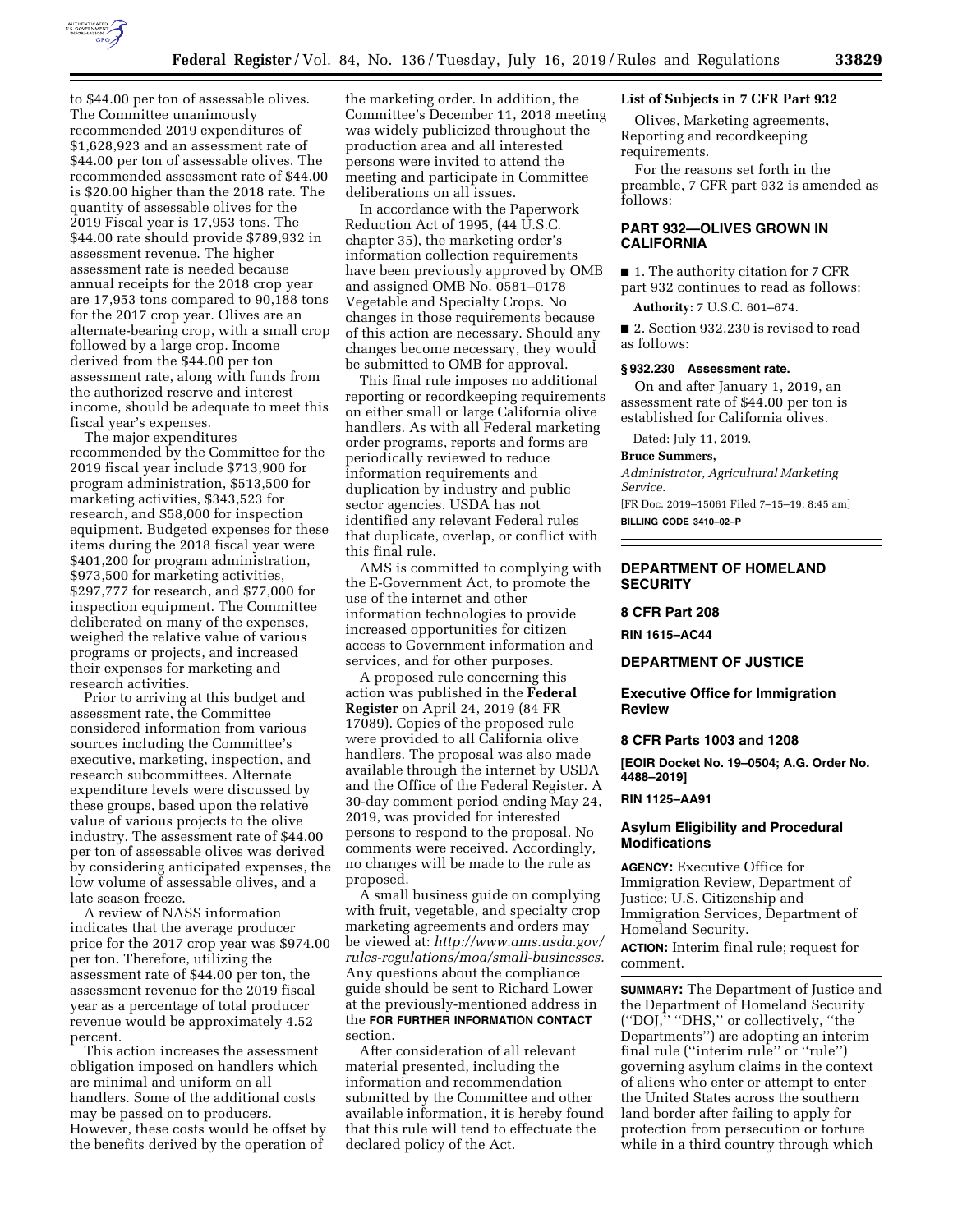to $44.00 per ton of assessable olives. The Committee unanimously recommended 2019 expenditures of $1,628,923 and an assessment rate of $44.00 per ton of assessable olives. The recommended assessment rate of $44.00 is $20.00 higher than the 2018 rate. The quantity of assessable olives for the 2019 Fiscal year is 17,953 tons. The $44.00 rate should provide $789,932 in assessment revenue. The higher assessment rate is needed because annual receipts for the 2018 crop year are 17,953 tons compared to 90,188 tons for the 2017 crop year. Olives are an alternate-bearing crop, with a small crop followed by a large crop. Income derived from the $44.00 per ton assessment rate, along with funds from the authorized reserve and interest income, should be adequate to meet this fiscal year's expenses.

The major expenditures recommended by the Committee for the 2019 fiscal year include $713,900 for program administration, $513,500 for marketing activities, $343,523 for research, and $58,000 for inspection equipment. Budgeted expenses for these items during the 2018 fiscal year were $401,200 for program administration, $973,500 for marketing activities, $297,777 for research, and $77,000 for inspection equipment. The Committee deliberated on many of the expenses, weighed the relative value of various programs or projects, and increased their expenses for marketing and research activities.

Prior to arriving at this budget and assessment rate, the Committee considered information from various sources including the Committee's executive, marketing, inspection, and research subcommittees. Alternate expenditure levels were discussed by these groups, based upon the relative value of various projects to the olive industry. The assessment rate of $44.00 per ton of assessable olives was derived by considering anticipated expenses, the low volume of assessable olives, and a late season freeze.

A review of NASS information indicates that the average producer price for the 2017 crop year was $974.00 per ton. Therefore, utilizing the assessment rate of $44.00 per ton, the assessment revenue for the 2019 fiscal year as a percentage of total producer revenue would be approximately 4.52 percent.

This action increases the assessment obligation imposed on handlers which are minimal and uniform on all handlers. Some of the additional costs may be passed on to producers. However, these costs would be offset by the benefits derived by the operation of the marketing order. In addition, the Committee's December 11, 2018 meeting was widely publicized throughout the production area and all interested persons were invited to attend the meeting and participate in Committee deliberations on all issues.

In accordance with the Paperwork Reduction Act of 1995, (44 U.S.C. chapter 35), the marketing order's information collection requirements have been previously approved by OMB and assigned OMB No. 0581–0178 Vegetable and Specialty Crops. No changes in those requirements because of this action are necessary. Should any changes become necessary, they would be submitted to OMB for approval.

This final rule imposes no additional reporting or recordkeeping requirements on either small or large California olive handlers. As with all Federal marketing order programs, reports and forms are periodically reviewed to reduce information requirements and duplication by industry and public sector agencies. USDA has not identified any relevant Federal rules that duplicate, overlap, or conflict with this final rule.

AMS is committed to complying with the E-Government Act, to promote the use of the internet and other information technologies to provide increased opportunities for citizen access to Government information and services, and for other purposes.

A proposed rule concerning this action was published in the **Federal Register** on April 24, 2019 (84 FR 17089). Copies of the proposed rule were provided to all California olive handlers. The proposal was also made available through the internet by USDA and the Office of the Federal Register. A 30-day comment period ending May 24, 2019, was provided for interested persons to respond to the proposal. No comments were received. Accordingly, no changes will be made to the rule as proposed.

A small business guide on complying with fruit, vegetable, and specialty crop marketing agreements and orders may be viewed at: *http://www.ams.usda.gov/rules-regulations/moa/small-businesses.* Any questions about the compliance guide should be sent to Richard Lower at the previously-mentioned address in the **FOR FURTHER INFORMATION CONTACT** section.

After consideration of all relevant material presented, including the information and recommendation submitted by the Committee and other available information, it is hereby found that this rule will tend to effectuate the declared policy of the Act.

**List of Subjects in 7 CFR Part 932**

Olives, Marketing agreements, Reporting and recordkeeping requirements.

For the reasons set forth in the preamble, 7 CFR part 932 is amended as follows:

## PART 932—OLIVES GROWN IN CALIFORNIA

■ 1. The authority citation for 7 CFR part 932 continues to read as follows:

**Authority:** 7 U.S.C. 601–674.

■ 2. Section 932.230 is revised to read as follows:

**§ 932.230 Assessment rate.**

On and after January 1, 2019, an assessment rate of $44.00 per ton is established for California olives.

Dated: July 11, 2019.

**Bruce Summers,**

*Administrator, Agricultural Marketing Service.*

[FR Doc. 2019–15061 Filed 7–15–19; 8:45 am]

**BILLING CODE 3410–02–P**

---

## DEPARTMENT OF HOMELAND SECURITY

### 8 CFR Part 208

**RIN 1615–AC44**

## DEPARTMENT OF JUSTICE

### Executive Office for Immigration Review

### 8 CFR Parts 1003 and 1208

**[EOIR Docket No. 19–0504; A.G. Order No. 4488–2019]**

**RIN 1125–AA91**

## Asylum Eligibility and Procedural Modifications

**AGENCY:** Executive Office for Immigration Review, Department of Justice; U.S. Citizenship and Immigration Services, Department of Homeland Security.

**ACTION:** Interim final rule; request for comment.

**SUMMARY:** The Department of Justice and the Department of Homeland Security (''DOJ,'' ''DHS,'' or collectively, ''the Departments'') are adopting an interim final rule (''interim rule'' or ''rule'') governing asylum claims in the context of aliens who enter or attempt to enter the United States across the southern land border after failing to apply for protection from persecution or torture while in a third country through which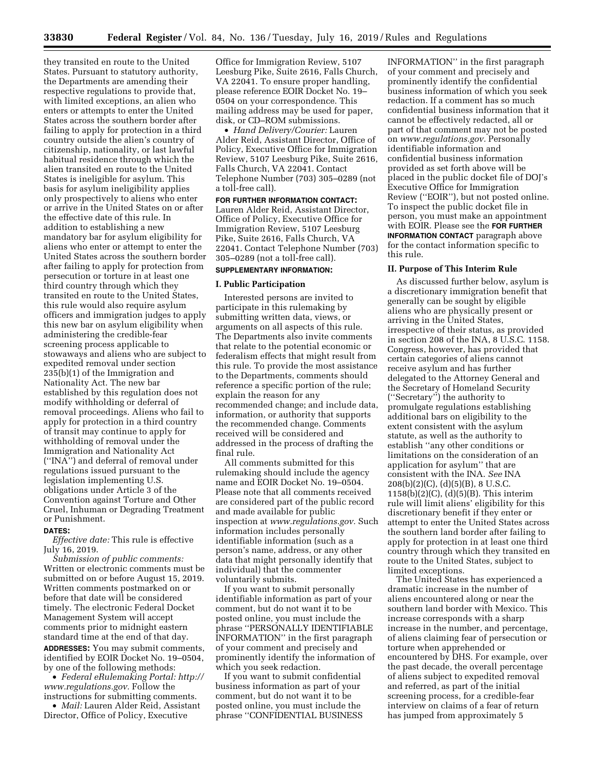they transited en route to the United States. Pursuant to statutory authority, the Departments are amending their respective regulations to provide that, with limited exceptions, an alien who enters or attempts to enter the United States across the southern border after failing to apply for protection in a third country outside the alien's country of citizenship, nationality, or last lawful habitual residence through which the alien transited en route to the United States is ineligible for asylum. This basis for asylum ineligibility applies only prospectively to aliens who enter or arrive in the United States on or after the effective date of this rule. In addition to establishing a new mandatory bar for asylum eligibility for aliens who enter or attempt to enter the United States across the southern border after failing to apply for protection from persecution or torture in at least one third country through which they transited en route to the United States, this rule would also require asylum officers and immigration judges to apply this new bar on asylum eligibility when administering the credible-fear screening process applicable to stowaways and aliens who are subject to expedited removal under section 235(b)(1) of the Immigration and Nationality Act. The new bar established by this regulation does not modify withholding or deferral of removal proceedings. Aliens who fail to apply for protection in a third country of transit may continue to apply for withholding of removal under the Immigration and Nationality Act ("INA") and deferral of removal under regulations issued pursuant to the legislation implementing U.S. obligations under Article 3 of the Convention against Torture and Other Cruel, Inhuman or Degrading Treatment or Punishment.

**DATES:**

*Effective date:* This rule is effective July 16, 2019.

*Submission of public comments:* Written or electronic comments must be submitted on or before August 15, 2019. Written comments postmarked on or before that date will be considered timely. The electronic Federal Docket Management System will accept comments prior to midnight eastern standard time at the end of that day.

**ADDRESSES:** You may submit comments, identified by EOIR Docket No. 19–0504, by one of the following methods:

- *Federal eRulemaking Portal: http://www.regulations.gov.* Follow the instructions for submitting comments.
- *Mail:* Lauren Alder Reid, Assistant Director, Office of Policy, Executive Office for Immigration Review, 5107 Leesburg Pike, Suite 2616, Falls Church, VA 22041. To ensure proper handling, please reference EOIR Docket No. 19–0504 on your correspondence. This mailing address may be used for paper, disk, or CD–ROM submissions.
- *Hand Delivery/Courier:* Lauren Alder Reid, Assistant Director, Office of Policy, Executive Office for Immigration Review, 5107 Leesburg Pike, Suite 2616, Falls Church, VA 22041. Contact Telephone Number (703) 305–0289 (not a toll-free call).

**FOR FURTHER INFORMATION CONTACT:** Lauren Alder Reid, Assistant Director, Office of Policy, Executive Office for Immigration Review, 5107 Leesburg Pike, Suite 2616, Falls Church, VA 22041. Contact Telephone Number (703) 305–0289 (not a toll-free call).

**SUPPLEMENTARY INFORMATION:**

## I. Public Participation

Interested persons are invited to participate in this rulemaking by submitting written data, views, or arguments on all aspects of this rule. The Departments also invite comments that relate to the potential economic or federalism effects that might result from this rule. To provide the most assistance to the Departments, comments should reference a specific portion of the rule; explain the reason for any recommended change; and include data, information, or authority that supports the recommended change. Comments received will be considered and addressed in the process of drafting the final rule.

All comments submitted for this rulemaking should include the agency name and EOIR Docket No. 19–0504. Please note that all comments received are considered part of the public record and made available for public inspection at *www.regulations.gov.* Such information includes personally identifiable information (such as a person's name, address, or any other data that might personally identify that individual) that the commenter voluntarily submits.

If you want to submit personally identifiable information as part of your comment, but do not want it to be posted online, you must include the phrase "PERSONALLY IDENTIFIABLE INFORMATION" in the first paragraph of your comment and precisely and prominently identify the information of which you seek redaction.

If you want to submit confidential business information as part of your comment, but do not want it to be posted online, you must include the phrase "CONFIDENTIAL BUSINESS INFORMATION" in the first paragraph of your comment and precisely and prominently identify the confidential business information of which you seek redaction. If a comment has so much confidential business information that it cannot be effectively redacted, all or part of that comment may not be posted on *www.regulations.gov.* Personally identifiable information and confidential business information provided as set forth above will be placed in the public docket file of DOJ's Executive Office for Immigration Review ("EOIR"), but not posted online. To inspect the public docket file in person, you must make an appointment with EOIR. Please see the **FOR FURTHER INFORMATION CONTACT** paragraph above for the contact information specific to this rule.

## II. Purpose of This Interim Rule

As discussed further below, asylum is a discretionary immigration benefit that generally can be sought by eligible aliens who are physically present or arriving in the United States, irrespective of their status, as provided in section 208 of the INA, 8 U.S.C. 1158. Congress, however, has provided that certain categories of aliens cannot receive asylum and has further delegated to the Attorney General and the Secretary of Homeland Security ("Secretary") the authority to promulgate regulations establishing additional bars on eligibility to the extent consistent with the asylum statute, as well as the authority to establish "any other conditions or limitations on the consideration of an application for asylum" that are consistent with the INA. *See* INA 208(b)(2)(C), (d)(5)(B), 8 U.S.C. 1158(b)(2)(C), (d)(5)(B). This interim rule will limit aliens' eligibility for this discretionary benefit if they enter or attempt to enter the United States across the southern land border after failing to apply for protection in at least one third country through which they transited en route to the United States, subject to limited exceptions.

The United States has experienced a dramatic increase in the number of aliens encountered along or near the southern land border with Mexico. This increase corresponds with a sharp increase in the number, and percentage, of aliens claiming fear of persecution or torture when apprehended or encountered by DHS. For example, over the past decade, the overall percentage of aliens subject to expedited removal and referred, as part of the initial screening process, for a credible-fear interview on claims of a fear of return has jumped from approximately 5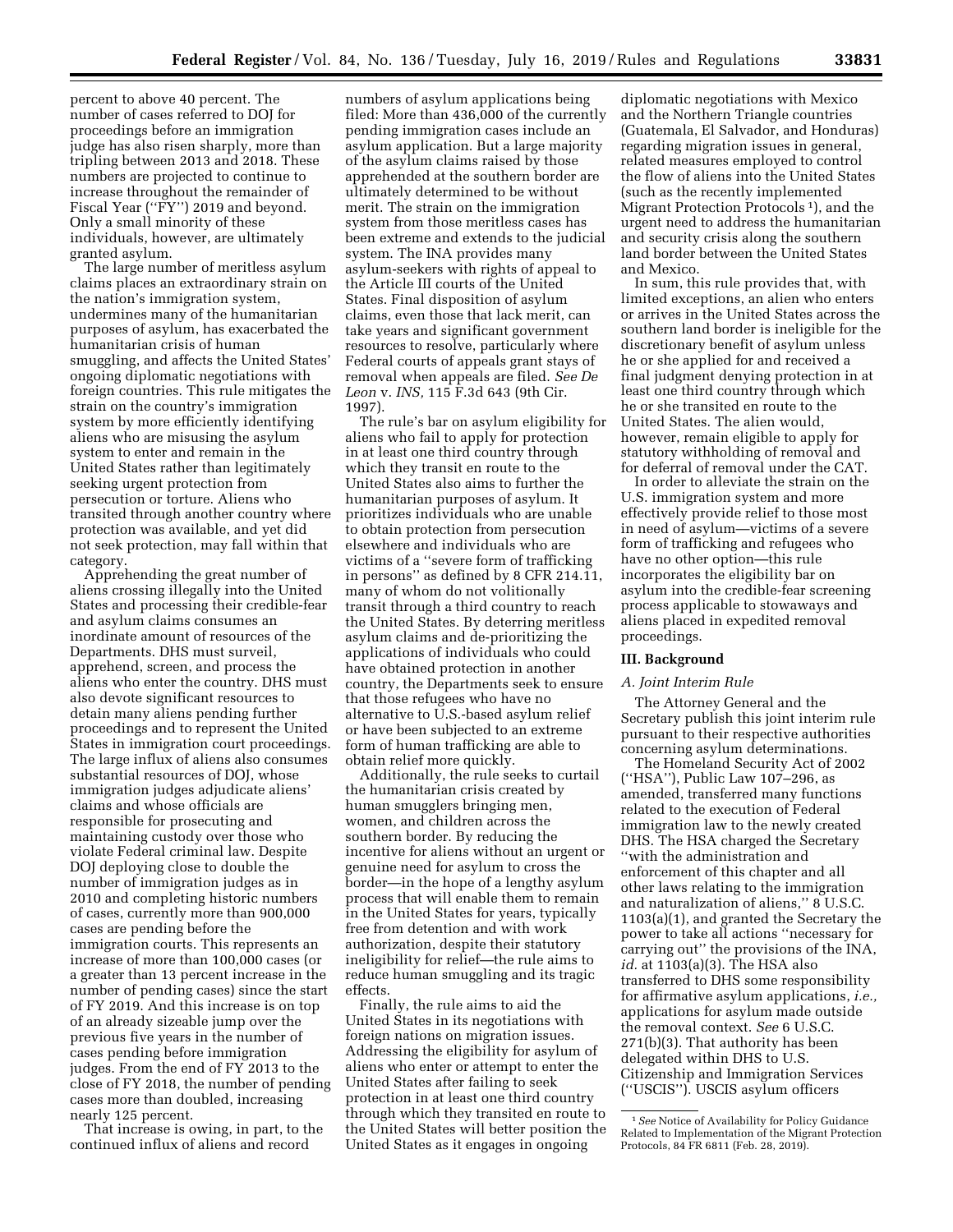percent to above 40 percent. The number of cases referred to DOJ for proceedings before an immigration judge has also risen sharply, more than tripling between 2013 and 2018. These numbers are projected to continue to increase throughout the remainder of Fiscal Year (''FY'') 2019 and beyond. Only a small minority of these individuals, however, are ultimately granted asylum.

The large number of meritless asylum claims places an extraordinary strain on the nation's immigration system, undermines many of the humanitarian purposes of asylum, has exacerbated the humanitarian crisis of human smuggling, and affects the United States' ongoing diplomatic negotiations with foreign countries. This rule mitigates the strain on the country's immigration system by more efficiently identifying aliens who are misusing the asylum system to enter and remain in the United States rather than legitimately seeking urgent protection from persecution or torture. Aliens who transited through another country where protection was available, and yet did not seek protection, may fall within that category.

Apprehending the great number of aliens crossing illegally into the United States and processing their credible-fear and asylum claims consumes an inordinate amount of resources of the Departments. DHS must surveil, apprehend, screen, and process the aliens who enter the country. DHS must also devote significant resources to detain many aliens pending further proceedings and to represent the United States in immigration court proceedings. The large influx of aliens also consumes substantial resources of DOJ, whose immigration judges adjudicate aliens' claims and whose officials are responsible for prosecuting and maintaining custody over those who violate Federal criminal law. Despite DOJ deploying close to double the number of immigration judges as in 2010 and completing historic numbers of cases, currently more than 900,000 cases are pending before the immigration courts. This represents an increase of more than 100,000 cases (or a greater than 13 percent increase in the number of pending cases) since the start of FY 2019. And this increase is on top of an already sizeable jump over the previous five years in the number of cases pending before immigration judges. From the end of FY 2013 to the close of FY 2018, the number of pending cases more than doubled, increasing nearly 125 percent.

That increase is owing, in part, to the continued influx of aliens and record numbers of asylum applications being filed: More than 436,000 of the currently pending immigration cases include an asylum application. But a large majority of the asylum claims raised by those apprehended at the southern border are ultimately determined to be without merit. The strain on the immigration system from those meritless cases has been extreme and extends to the judicial system. The INA provides many asylum-seekers with rights of appeal to the Article III courts of the United States. Final disposition of asylum claims, even those that lack merit, can take years and significant government resources to resolve, particularly where Federal courts of appeals grant stays of removal when appeals are filed. *See De Leon* v. *INS,* 115 F.3d 643 (9th Cir. 1997).

The rule's bar on asylum eligibility for aliens who fail to apply for protection in at least one third country through which they transit en route to the United States also aims to further the humanitarian purposes of asylum. It prioritizes individuals who are unable to obtain protection from persecution elsewhere and individuals who are victims of a ''severe form of trafficking in persons'' as defined by 8 CFR 214.11, many of whom do not volitionally transit through a third country to reach the United States. By deterring meritless asylum claims and de-prioritizing the applications of individuals who could have obtained protection in another country, the Departments seek to ensure that those refugees who have no alternative to U.S.-based asylum relief or have been subjected to an extreme form of human trafficking are able to obtain relief more quickly.

Additionally, the rule seeks to curtail the humanitarian crisis created by human smugglers bringing men, women, and children across the southern border. By reducing the incentive for aliens without an urgent or genuine need for asylum to cross the border—in the hope of a lengthy asylum process that will enable them to remain in the United States for years, typically free from detention and with work authorization, despite their statutory ineligibility for relief—the rule aims to reduce human smuggling and its tragic effects.

Finally, the rule aims to aid the United States in its negotiations with foreign nations on migration issues. Addressing the eligibility for asylum of aliens who enter or attempt to enter the United States after failing to seek protection in at least one third country through which they transited en route to the United States will better position the United States as it engages in ongoing diplomatic negotiations with Mexico and the Northern Triangle countries (Guatemala, El Salvador, and Honduras) regarding migration issues in general, related measures employed to control the flow of aliens into the United States (such as the recently implemented Migrant Protection Protocols [1]), and the urgent need to address the humanitarian and security crisis along the southern land border between the United States and Mexico.

In sum, this rule provides that, with limited exceptions, an alien who enters or arrives in the United States across the southern land border is ineligible for the discretionary benefit of asylum unless he or she applied for and received a final judgment denying protection in at least one third country through which he or she transited en route to the United States. The alien would, however, remain eligible to apply for statutory withholding of removal and for deferral of removal under the CAT.

In order to alleviate the strain on the U.S. immigration system and more effectively provide relief to those most in need of asylum—victims of a severe form of trafficking and refugees who have no other option—this rule incorporates the eligibility bar on asylum into the credible-fear screening process applicable to stowaways and aliens placed in expedited removal proceedings.

## III. Background

### *A. Joint Interim Rule*

The Attorney General and the Secretary publish this joint interim rule pursuant to their respective authorities concerning asylum determinations.

The Homeland Security Act of 2002 (''HSA''), Public Law 107–296, as amended, transferred many functions related to the execution of Federal immigration law to the newly created DHS. The HSA charged the Secretary ''with the administration and enforcement of this chapter and all other laws relating to the immigration and naturalization of aliens,'' 8 U.S.C. 1103(a)(1), and granted the Secretary the power to take all actions ''necessary for carrying out'' the provisions of the INA, *id.* at 1103(a)(3). The HSA also transferred to DHS some responsibility for affirmative asylum applications, *i.e.,* applications for asylum made outside the removal context. *See* 6 U.S.C. 271(b)(3). That authority has been delegated within DHS to U.S. Citizenship and Immigration Services (''USCIS''). USCIS asylum officers

[1] *See* Notice of Availability for Policy Guidance Related to Implementation of the Migrant Protection Protocols, 84 FR 6811 (Feb. 28, 2019).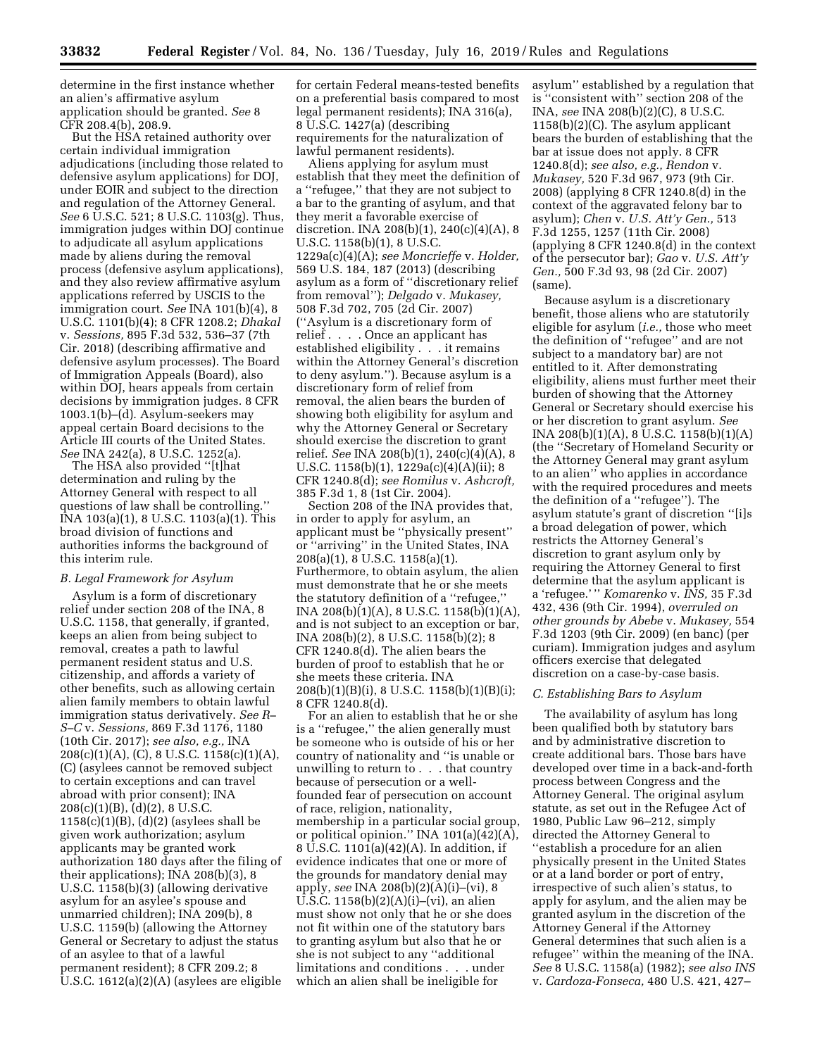determine in the first instance whether an alien's affirmative asylum application should be granted. *See* 8 CFR 208.4(b), 208.9.

But the HSA retained authority over certain individual immigration adjudications (including those related to defensive asylum applications) for DOJ, under EOIR and subject to the direction and regulation of the Attorney General. *See* 6 U.S.C. 521; 8 U.S.C. 1103(g). Thus, immigration judges within DOJ continue to adjudicate all asylum applications made by aliens during the removal process (defensive asylum applications), and they also review affirmative asylum applications referred by USCIS to the immigration court. *See* INA 101(b)(4), 8 U.S.C. 1101(b)(4); 8 CFR 1208.2; *Dhakal* v. *Sessions,* 895 F.3d 532, 536–37 (7th Cir. 2018) (describing affirmative and defensive asylum processes). The Board of Immigration Appeals (Board), also within DOJ, hears appeals from certain decisions by immigration judges. 8 CFR 1003.1(b)–(d). Asylum-seekers may appeal certain Board decisions to the Article III courts of the United States. *See* INA 242(a), 8 U.S.C. 1252(a).

The HSA also provided ''[t]hat determination and ruling by the Attorney General with respect to all questions of law shall be controlling.'' INA 103(a)(1), 8 U.S.C. 1103(a)(1). This broad division of functions and authorities informs the background of this interim rule.

### *B. Legal Framework for Asylum*

Asylum is a form of discretionary relief under section 208 of the INA, 8 U.S.C. 1158, that generally, if granted, keeps an alien from being subject to removal, creates a path to lawful permanent resident status and U.S. citizenship, and affords a variety of other benefits, such as allowing certain alien family members to obtain lawful immigration status derivatively. *See R–S–C* v. *Sessions,* 869 F.3d 1176, 1180 (10th Cir. 2017); *see also, e.g.,* INA 208(c)(1)(A), (C), 8 U.S.C. 1158(c)(1)(A), (C) (asylees cannot be removed subject to certain exceptions and can travel abroad with prior consent); INA 208(c)(1)(B), (d)(2), 8 U.S.C. 1158(c)(1)(B), (d)(2) (asylees shall be given work authorization; asylum applicants may be granted work authorization 180 days after the filing of their applications); INA 208(b)(3), 8 U.S.C. 1158(b)(3) (allowing derivative asylum for an asylee's spouse and unmarried children); INA 209(b), 8 U.S.C. 1159(b) (allowing the Attorney General or Secretary to adjust the status of an asylee to that of a lawful permanent resident); 8 CFR 209.2; 8 U.S.C. 1612(a)(2)(A) (asylees are eligible for certain Federal means-tested benefits on a preferential basis compared to most legal permanent residents); INA 316(a), 8 U.S.C. 1427(a) (describing requirements for the naturalization of lawful permanent residents).

Aliens applying for asylum must establish that they meet the definition of a ''refugee,'' that they are not subject to a bar to the granting of asylum, and that they merit a favorable exercise of discretion. INA 208(b)(1), 240(c)(4)(A), 8 U.S.C. 1158(b)(1), 8 U.S.C. 1229a(c)(4)(A); *see Moncrieffe* v. *Holder,* 569 U.S. 184, 187 (2013) (describing asylum as a form of ''discretionary relief from removal''); *Delgado* v. *Mukasey,* 508 F.3d 702, 705 (2d Cir. 2007) (''Asylum is a discretionary form of relief . . . . Once an applicant has established eligibility . . . it remains within the Attorney General's discretion to deny asylum.''). Because asylum is a discretionary form of relief from removal, the alien bears the burden of showing both eligibility for asylum and why the Attorney General or Secretary should exercise the discretion to grant relief. *See* INA 208(b)(1), 240(c)(4)(A), 8 U.S.C. 1158(b)(1), 1229a(c)(4)(A)(ii); 8 CFR 1240.8(d); *see Romilus* v. *Ashcroft,* 385 F.3d 1, 8 (1st Cir. 2004).

Section 208 of the INA provides that, in order to apply for asylum, an applicant must be ''physically present'' or ''arriving'' in the United States, INA 208(a)(1), 8 U.S.C. 1158(a)(1). Furthermore, to obtain asylum, the alien must demonstrate that he or she meets the statutory definition of a ''refugee,'' INA 208(b)(1)(A), 8 U.S.C. 1158(b)(1)(A), and is not subject to an exception or bar, INA 208(b)(2), 8 U.S.C. 1158(b)(2); 8 CFR 1240.8(d). The alien bears the burden of proof to establish that he or she meets these criteria. INA 208(b)(1)(B)(i), 8 U.S.C. 1158(b)(1)(B)(i); 8 CFR 1240.8(d).

For an alien to establish that he or she is a ''refugee,'' the alien generally must be someone who is outside of his or her country of nationality and ''is unable or unwilling to return to . . . that country because of persecution or a well-founded fear of persecution on account of race, religion, nationality, membership in a particular social group, or political opinion.'' INA 101(a)(42)(A), 8 U.S.C. 1101(a)(42)(A). In addition, if evidence indicates that one or more of the grounds for mandatory denial may apply, *see* INA 208(b)(2)(A)(i)–(vi), 8 U.S.C. 1158(b)(2)(A)(i)–(vi), an alien must show not only that he or she does not fit within one of the statutory bars to granting asylum but also that he or she is not subject to any ''additional limitations and conditions . . . under which an alien shall be ineligible for asylum'' established by a regulation that is ''consistent with'' section 208 of the INA, *see* INA 208(b)(2)(C), 8 U.S.C. 1158(b)(2)(C). The asylum applicant bears the burden of establishing that the bar at issue does not apply. 8 CFR 1240.8(d); *see also, e.g., Rendon* v. *Mukasey,* 520 F.3d 967, 973 (9th Cir. 2008) (applying 8 CFR 1240.8(d) in the context of the aggravated felony bar to asylum); *Chen* v. *U.S. Att'y Gen.,* 513 F.3d 1255, 1257 (11th Cir. 2008) (applying 8 CFR 1240.8(d) in the context of the persecutor bar); *Gao* v. *U.S. Att'y Gen.,* 500 F.3d 93, 98 (2d Cir. 2007) (same).

Because asylum is a discretionary benefit, those aliens who are statutorily eligible for asylum (*i.e.,* those who meet the definition of ''refugee'' and are not subject to a mandatory bar) are not entitled to it. After demonstrating eligibility, aliens must further meet their burden of showing that the Attorney General or Secretary should exercise his or her discretion to grant asylum. *See* INA 208(b)(1)(A), 8 U.S.C. 1158(b)(1)(A) (the ''Secretary of Homeland Security or the Attorney General may grant asylum to an alien'' who applies in accordance with the required procedures and meets the definition of a ''refugee''). The asylum statute's grant of discretion ''[i]s a broad delegation of power, which restricts the Attorney General's discretion to grant asylum only by requiring the Attorney General to first determine that the asylum applicant is a 'refugee.' '' *Komarenko* v. *INS,* 35 F.3d 432, 436 (9th Cir. 1994), *overruled on other grounds by Abebe* v. *Mukasey,* 554 F.3d 1203 (9th Cir. 2009) (en banc) (per curiam). Immigration judges and asylum officers exercise that delegated discretion on a case-by-case basis.

### *C. Establishing Bars to Asylum*

The availability of asylum has long been qualified both by statutory bars and by administrative discretion to create additional bars. Those bars have developed over time in a back-and-forth process between Congress and the Attorney General. The original asylum statute, as set out in the Refugee Act of 1980, Public Law 96–212, simply directed the Attorney General to ''establish a procedure for an alien physically present in the United States or at a land border or port of entry, irrespective of such alien's status, to apply for asylum, and the alien may be granted asylum in the discretion of the Attorney General if the Attorney General determines that such alien is a refugee'' within the meaning of the INA. *See* 8 U.S.C. 1158(a) (1982); *see also INS* v. *Cardoza-Fonseca,* 480 U.S. 421, 427–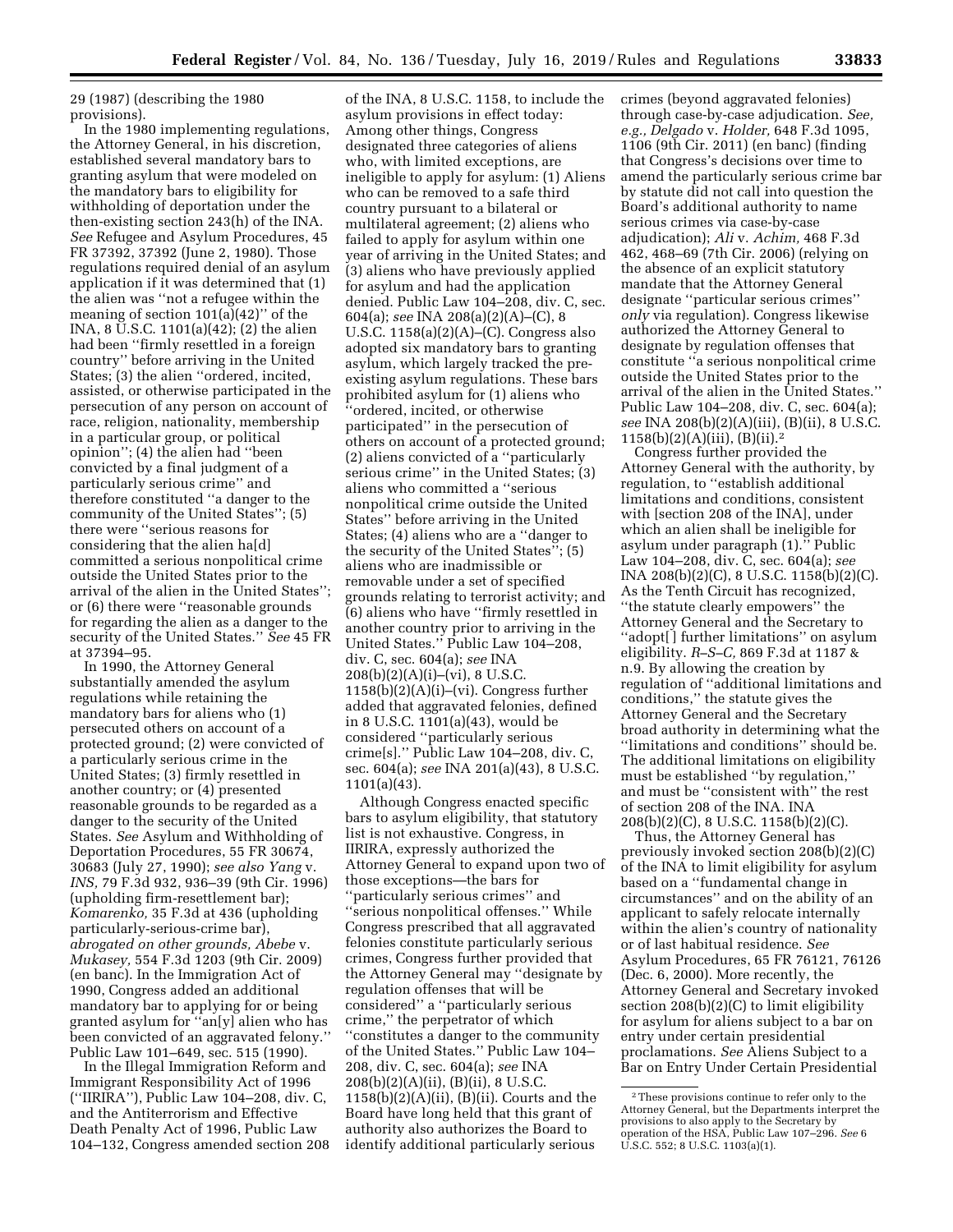29 (1987) (describing the 1980 provisions).

In the 1980 implementing regulations, the Attorney General, in his discretion, established several mandatory bars to granting asylum that were modeled on the mandatory bars to eligibility for withholding of deportation under the then-existing section 243(h) of the INA. *See* Refugee and Asylum Procedures, 45 FR 37392, 37392 (June 2, 1980). Those regulations required denial of an asylum application if it was determined that (1) the alien was ''not a refugee within the meaning of section 101(a)(42)'' of the INA, 8 U.S.C. 1101(a)(42); (2) the alien had been ''firmly resettled in a foreign country'' before arriving in the United States; (3) the alien ''ordered, incited, assisted, or otherwise participated in the persecution of any person on account of race, religion, nationality, membership in a particular group, or political opinion''; (4) the alien had ''been convicted by a final judgment of a particularly serious crime'' and therefore constituted ''a danger to the community of the United States''; (5) there were ''serious reasons for considering that the alien ha[d] committed a serious nonpolitical crime outside the United States prior to the arrival of the alien in the United States''; or (6) there were ''reasonable grounds for regarding the alien as a danger to the security of the United States.'' *See* 45 FR at 37394–95.

In 1990, the Attorney General substantially amended the asylum regulations while retaining the mandatory bars for aliens who (1) persecuted others on account of a protected ground; (2) were convicted of a particularly serious crime in the United States; (3) firmly resettled in another country; or (4) presented reasonable grounds to be regarded as a danger to the security of the United States. *See* Asylum and Withholding of Deportation Procedures, 55 FR 30674, 30683 (July 27, 1990); *see also Yang* v. *INS,* 79 F.3d 932, 936–39 (9th Cir. 1996) (upholding firm-resettlement bar); *Komarenko,* 35 F.3d at 436 (upholding particularly-serious-crime bar), *abrogated on other grounds, Abebe* v. *Mukasey,* 554 F.3d 1203 (9th Cir. 2009) (en banc). In the Immigration Act of 1990, Congress added an additional mandatory bar to applying for or being granted asylum for ''an[y] alien who has been convicted of an aggravated felony.'' Public Law 101–649, sec. 515 (1990).

In the Illegal Immigration Reform and Immigrant Responsibility Act of 1996 (''IIRIRA''), Public Law 104–208, div. C, and the Antiterrorism and Effective Death Penalty Act of 1996, Public Law 104–132, Congress amended section 208 of the INA, 8 U.S.C. 1158, to include the asylum provisions in effect today: Among other things, Congress designated three categories of aliens who, with limited exceptions, are ineligible to apply for asylum: (1) Aliens who can be removed to a safe third country pursuant to a bilateral or multilateral agreement; (2) aliens who failed to apply for asylum within one year of arriving in the United States; and (3) aliens who have previously applied for asylum and had the application denied. Public Law 104–208, div. C, sec. 604(a); *see* INA 208(a)(2)(A)–(C), 8 U.S.C. 1158(a)(2)(A)–(C). Congress also adopted six mandatory bars to granting asylum, which largely tracked the pre-existing asylum regulations. These bars prohibited asylum for (1) aliens who ''ordered, incited, or otherwise participated'' in the persecution of others on account of a protected ground; (2) aliens convicted of a ''particularly serious crime'' in the United States; (3) aliens who committed a ''serious nonpolitical crime outside the United States'' before arriving in the United States; (4) aliens who are a ''danger to the security of the United States''; (5) aliens who are inadmissible or removable under a set of specified grounds relating to terrorist activity; and (6) aliens who have ''firmly resettled in another country prior to arriving in the United States.'' Public Law 104–208, div. C, sec. 604(a); *see* INA 208(b)(2)(A)(i)–(vi), 8 U.S.C. 1158(b)(2)(A)(i)–(vi). Congress further added that aggravated felonies, defined in 8 U.S.C. 1101(a)(43), would be considered ''particularly serious crime[s].'' Public Law 104–208, div. C, sec. 604(a); *see* INA 201(a)(43), 8 U.S.C. 1101(a)(43).

Although Congress enacted specific bars to asylum eligibility, that statutory list is not exhaustive. Congress, in IIRIRA, expressly authorized the Attorney General to expand upon two of those exceptions—the bars for ''particularly serious crimes'' and ''serious nonpolitical offenses.'' While Congress prescribed that all aggravated felonies constitute particularly serious crimes, Congress further provided that the Attorney General may ''designate by regulation offenses that will be considered'' a ''particularly serious crime,'' the perpetrator of which ''constitutes a danger to the community of the United States.'' Public Law 104–208, div. C, sec. 604(a); *see* INA 208(b)(2)(A)(ii), (B)(ii), 8 U.S.C. 1158(b)(2)(A)(ii), (B)(ii). Courts and the Board have long held that this grant of authority also authorizes the Board to identify additional particularly serious crimes (beyond aggravated felonies) through case-by-case adjudication. *See, e.g., Delgado* v. *Holder,* 648 F.3d 1095, 1106 (9th Cir. 2011) (en banc) (finding that Congress's decisions over time to amend the particularly serious crime bar by statute did not call into question the Board's additional authority to name serious crimes via case-by-case adjudication); *Ali* v. *Achim,* 468 F.3d 462, 468–69 (7th Cir. 2006) (relying on the absence of an explicit statutory mandate that the Attorney General designate ''particular serious crimes'' *only* via regulation). Congress likewise authorized the Attorney General to designate by regulation offenses that constitute ''a serious nonpolitical crime outside the United States prior to the arrival of the alien in the United States.'' Public Law 104–208, div. C, sec. 604(a); *see* INA 208(b)(2)(A)(iii), (B)(ii), 8 U.S.C. 1158(b)(2)(A)(iii), (B)(ii).[2]

Congress further provided the Attorney General with the authority, by regulation, to ''establish additional limitations and conditions, consistent with [section 208 of the INA], under which an alien shall be ineligible for asylum under paragraph (1).'' Public Law 104–208, div. C, sec. 604(a); *see* INA 208(b)(2)(C), 8 U.S.C. 1158(b)(2)(C). As the Tenth Circuit has recognized, ''the statute clearly empowers'' the Attorney General and the Secretary to ''adopt[] further limitations'' on asylum eligibility. *R–S–C,* 869 F.3d at 1187 & n.9. By allowing the creation by regulation of ''additional limitations and conditions,'' the statute gives the Attorney General and the Secretary broad authority in determining what the ''limitations and conditions'' should be. The additional limitations on eligibility must be established ''by regulation,'' and must be ''consistent with'' the rest of section 208 of the INA. INA 208(b)(2)(C), 8 U.S.C. 1158(b)(2)(C).

Thus, the Attorney General has previously invoked section 208(b)(2)(C) of the INA to limit eligibility for asylum based on a ''fundamental change in circumstances'' and on the ability of an applicant to safely relocate internally within the alien's country of nationality or of last habitual residence. *See* Asylum Procedures, 65 FR 76121, 76126 (Dec. 6, 2000). More recently, the Attorney General and Secretary invoked section 208(b)(2)(C) to limit eligibility for asylum for aliens subject to a bar on entry under certain presidential proclamations. *See* Aliens Subject to a Bar on Entry Under Certain Presidential

---

[2] These provisions continue to refer only to the Attorney General, but the Departments interpret the provisions to also apply to the Secretary by operation of the HSA, Public Law 107–296. *See* 6 U.S.C. 552; 8 U.S.C. 1103(a)(1).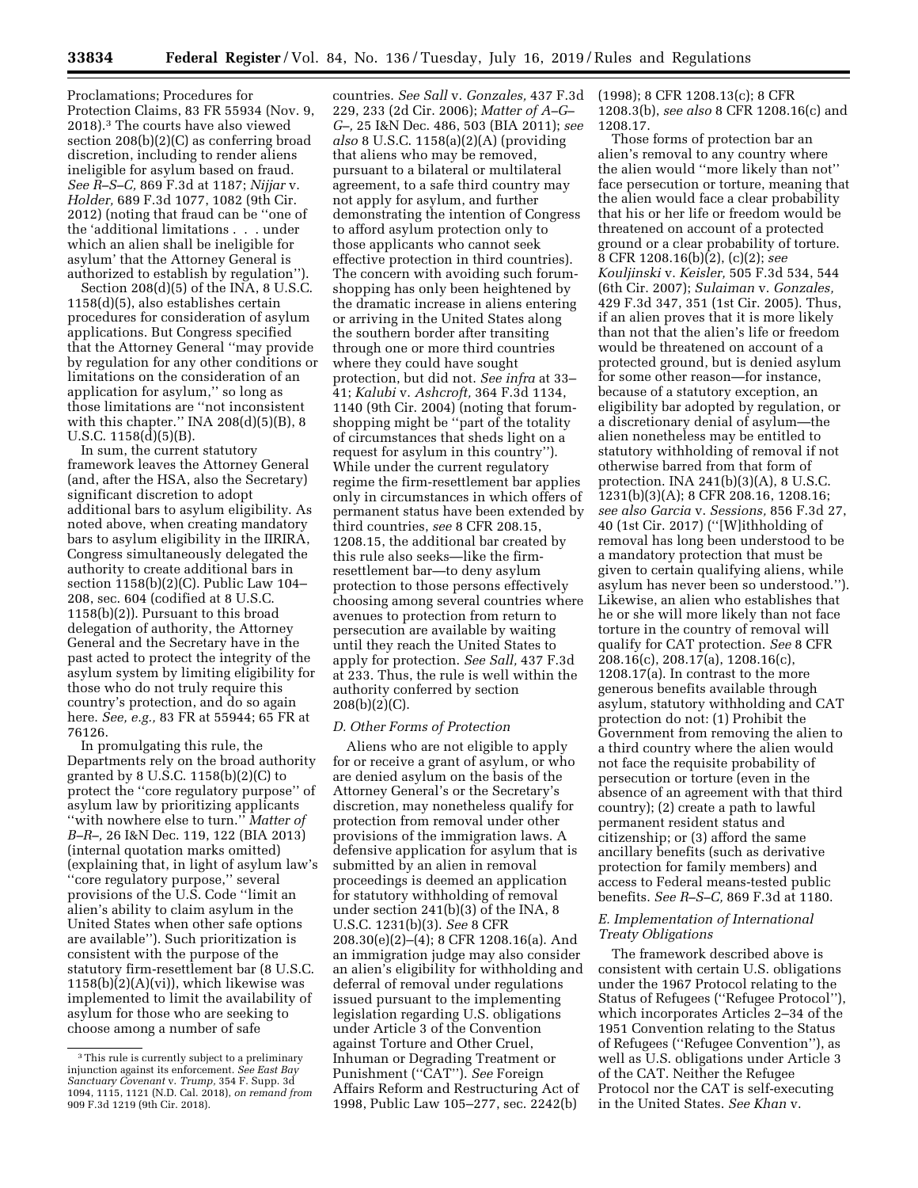Proclamations; Procedures for Protection Claims, 83 FR 55934 (Nov. 9, 2018).[3] The courts have also viewed section 208(b)(2)(C) as conferring broad discretion, including to render aliens ineligible for asylum based on fraud. *See R–S–C,* 869 F.3d at 1187; *Nijjar* v. *Holder,* 689 F.3d 1077, 1082 (9th Cir. 2012) (noting that fraud can be ''one of the 'additional limitations . . . under which an alien shall be ineligible for asylum' that the Attorney General is authorized to establish by regulation'').

Section 208(d)(5) of the INA, 8 U.S.C. 1158(d)(5), also establishes certain procedures for consideration of asylum applications. But Congress specified that the Attorney General ''may provide by regulation for any other conditions or limitations on the consideration of an application for asylum,'' so long as those limitations are ''not inconsistent with this chapter.'' INA 208(d)(5)(B), 8 U.S.C. 1158(d)(5)(B).

In sum, the current statutory framework leaves the Attorney General (and, after the HSA, also the Secretary) significant discretion to adopt additional bars to asylum eligibility. As noted above, when creating mandatory bars to asylum eligibility in the IIRIRA, Congress simultaneously delegated the authority to create additional bars in section 1158(b)(2)(C). Public Law 104–208, sec. 604 (codified at 8 U.S.C. 1158(b)(2)). Pursuant to this broad delegation of authority, the Attorney General and the Secretary have in the past acted to protect the integrity of the asylum system by limiting eligibility for those who do not truly require this country's protection, and do so again here. *See, e.g.,* 83 FR at 55944; 65 FR at 76126.

In promulgating this rule, the Departments rely on the broad authority granted by 8 U.S.C. 1158(b)(2)(C) to protect the ''core regulatory purpose'' of asylum law by prioritizing applicants ''with nowhere else to turn.'' *Matter of B–R–,* 26 I&N Dec. 119, 122 (BIA 2013) (internal quotation marks omitted) (explaining that, in light of asylum law's ''core regulatory purpose,'' several provisions of the U.S. Code ''limit an alien's ability to claim asylum in the United States when other safe options are available''). Such prioritization is consistent with the purpose of the statutory firm-resettlement bar (8 U.S.C. 1158(b)(2)(A)(vi)), which likewise was implemented to limit the availability of asylum for those who are seeking to choose among a number of safe countries. *See Sall* v. *Gonzales,* 437 F.3d 229, 233 (2d Cir. 2006); *Matter of A–G–G–,* 25 I&N Dec. 486, 503 (BIA 2011); *see also* 8 U.S.C. 1158(a)(2)(A) (providing that aliens who may be removed, pursuant to a bilateral or multilateral agreement, to a safe third country may not apply for asylum, and further demonstrating the intention of Congress to afford asylum protection only to those applicants who cannot seek effective protection in third countries). The concern with avoiding such forum-shopping has only been heightened by the dramatic increase in aliens entering or arriving in the United States along the southern border after transiting through one or more third countries where they could have sought protection, but did not. *See infra* at 33–41; *Kalubi* v. *Ashcroft,* 364 F.3d 1134, 1140 (9th Cir. 2004) (noting that forum-shopping might be ''part of the totality of circumstances that sheds light on a request for asylum in this country''). While under the current regulatory regime the firm-resettlement bar applies only in circumstances in which offers of permanent status have been extended by third countries, *see* 8 CFR 208.15, 1208.15, the additional bar created by this rule also seeks—like the firm-resettlement bar—to deny asylum protection to those persons effectively choosing among several countries where avenues to protection from return to persecution are available by waiting until they reach the United States to apply for protection. *See Sall,* 437 F.3d at 233. Thus, the rule is well within the authority conferred by section 208(b)(2)(C).

### *D. Other Forms of Protection*

Aliens who are not eligible to apply for or receive a grant of asylum, or who are denied asylum on the basis of the Attorney General's or the Secretary's discretion, may nonetheless qualify for protection from removal under other provisions of the immigration laws. A defensive application for asylum that is submitted by an alien in removal proceedings is deemed an application for statutory withholding of removal under section 241(b)(3) of the INA, 8 U.S.C. 1231(b)(3). *See* 8 CFR 208.30(e)(2)–(4); 8 CFR 1208.16(a). And an immigration judge may also consider an alien's eligibility for withholding and deferral of removal under regulations issued pursuant to the implementing legislation regarding U.S. obligations under Article 3 of the Convention against Torture and Other Cruel, Inhuman or Degrading Treatment or Punishment (''CAT''). *See* Foreign Affairs Reform and Restructuring Act of 1998, Public Law 105–277, sec. 2242(b) (1998); 8 CFR 1208.13(c); 8 CFR 1208.3(b), *see also* 8 CFR 1208.16(c) and 1208.17.

Those forms of protection bar an alien's removal to any country where the alien would ''more likely than not'' face persecution or torture, meaning that the alien would face a clear probability that his or her life or freedom would be threatened on account of a protected ground or a clear probability of torture. 8 CFR 1208.16(b)(2), (c)(2); *see Kouljinski* v. *Keisler,* 505 F.3d 534, 544 (6th Cir. 2007); *Sulaiman* v. *Gonzales,* 429 F.3d 347, 351 (1st Cir. 2005). Thus, if an alien proves that it is more likely than not that the alien's life or freedom would be threatened on account of a protected ground, but is denied asylum for some other reason—for instance, because of a statutory exception, an eligibility bar adopted by regulation, or a discretionary denial of asylum—the alien nonetheless may be entitled to statutory withholding of removal if not otherwise barred from that form of protection. INA 241(b)(3)(A), 8 U.S.C. 1231(b)(3)(A); 8 CFR 208.16, 1208.16; *see also Garcia* v. *Sessions,* 856 F.3d 27, 40 (1st Cir. 2017) (''[W]ithholding of removal has long been understood to be a mandatory protection that must be given to certain qualifying aliens, while asylum has never been so understood.''). Likewise, an alien who establishes that he or she will more likely than not face torture in the country of removal will qualify for CAT protection. *See* 8 CFR 208.16(c), 208.17(a), 1208.16(c), 1208.17(a). In contrast to the more generous benefits available through asylum, statutory withholding and CAT protection do not: (1) Prohibit the Government from removing the alien to a third country where the alien would not face the requisite probability of persecution or torture (even in the absence of an agreement with that third country); (2) create a path to lawful permanent resident status and citizenship; or (3) afford the same ancillary benefits (such as derivative protection for family members) and access to Federal means-tested public benefits. *See R–S–C,* 869 F.3d at 1180.

### *E. Implementation of International Treaty Obligations*

The framework described above is consistent with certain U.S. obligations under the 1967 Protocol relating to the Status of Refugees (''Refugee Protocol''), which incorporates Articles 2–34 of the 1951 Convention relating to the Status of Refugees (''Refugee Convention''), as well as U.S. obligations under Article 3 of the CAT. Neither the Refugee Protocol nor the CAT is self-executing in the United States. *See Khan* v.

[3] This rule is currently subject to a preliminary injunction against its enforcement. *See East Bay Sanctuary Covenant* v. *Trump,* 354 F. Supp. 3d 1094, 1115, 1121 (N.D. Cal. 2018), *on remand from* 909 F.3d 1219 (9th Cir. 2018).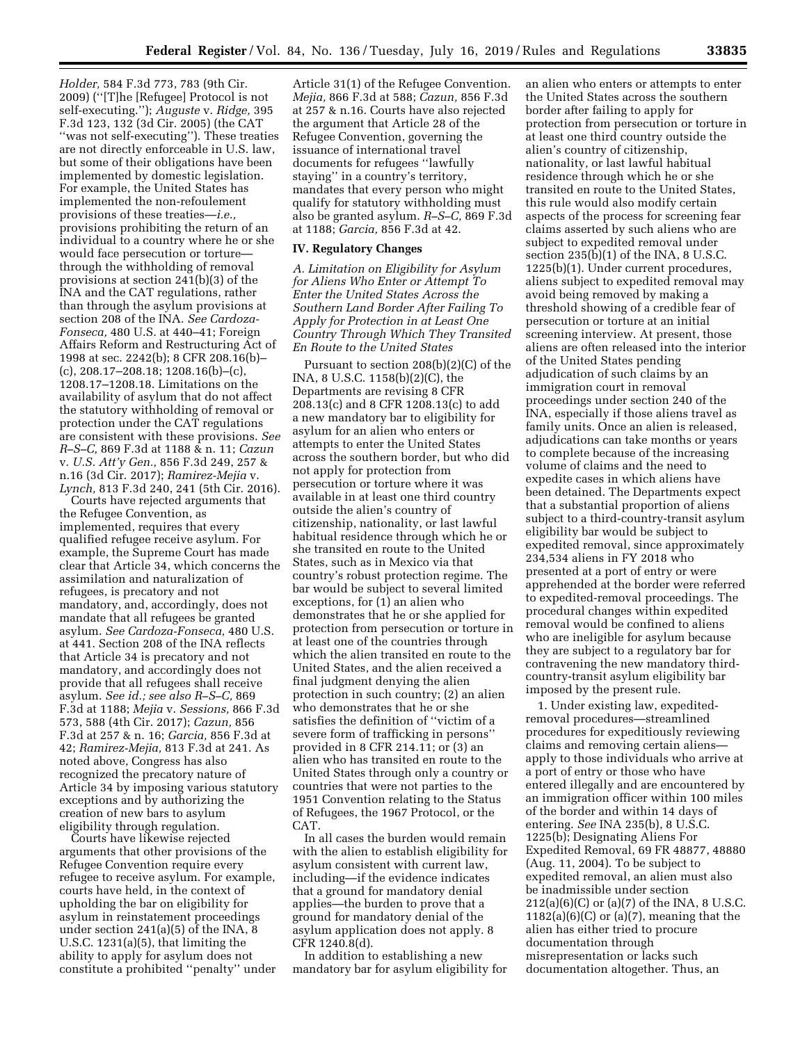*Holder,* 584 F.3d 773, 783 (9th Cir. 2009) (''[T]he [Refugee] Protocol is not self-executing.''); *Auguste* v. *Ridge,* 395 F.3d 123, 132 (3d Cir. 2005) (the CAT ''was not self-executing''). These treaties are not directly enforceable in U.S. law, but some of their obligations have been implemented by domestic legislation. For example, the United States has implemented the non-refoulement provisions of these treaties—*i.e.,* provisions prohibiting the return of an individual to a country where he or she would face persecution or torture—through the withholding of removal provisions at section 241(b)(3) of the INA and the CAT regulations, rather than through the asylum provisions at section 208 of the INA. *See Cardoza-Fonseca,* 480 U.S. at 440–41; Foreign Affairs Reform and Restructuring Act of 1998 at sec. 2242(b); 8 CFR 208.16(b)–(c), 208.17–208.18; 1208.16(b)–(c), 1208.17–1208.18. Limitations on the availability of asylum that do not affect the statutory withholding of removal or protection under the CAT regulations are consistent with these provisions. *See R–S–C,* 869 F.3d at 1188 & n. 11; *Cazun* v. *U.S. Att'y Gen.,* 856 F.3d 249, 257 & n.16 (3d Cir. 2017); *Ramirez-Mejia* v. *Lynch,* 813 F.3d 240, 241 (5th Cir. 2016).

Courts have rejected arguments that the Refugee Convention, as implemented, requires that every qualified refugee receive asylum. For example, the Supreme Court has made clear that Article 34, which concerns the assimilation and naturalization of refugees, is precatory and not mandatory, and, accordingly, does not mandate that all refugees be granted asylum. *See Cardoza-Fonseca,* 480 U.S. at 441. Section 208 of the INA reflects that Article 34 is precatory and not mandatory, and accordingly does not provide that all refugees shall receive asylum. *See id.; see also R–S–C,* 869 F.3d at 1188; *Mejia* v. *Sessions,* 866 F.3d 573, 588 (4th Cir. 2017); *Cazun,* 856 F.3d at 257 & n. 16; *Garcia,* 856 F.3d at 42; *Ramirez-Mejia,* 813 F.3d at 241. As noted above, Congress has also recognized the precatory nature of Article 34 by imposing various statutory exceptions and by authorizing the creation of new bars to asylum eligibility through regulation.

Courts have likewise rejected arguments that other provisions of the Refugee Convention require every refugee to receive asylum. For example, courts have held, in the context of upholding the bar on eligibility for asylum in reinstatement proceedings under section 241(a)(5) of the INA, 8 U.S.C. 1231(a)(5), that limiting the ability to apply for asylum does not constitute a prohibited ''penalty'' under Article 31(1) of the Refugee Convention. *Mejia,* 866 F.3d at 588; *Cazun,* 856 F.3d at 257 & n.16. Courts have also rejected the argument that Article 28 of the Refugee Convention, governing the issuance of international travel documents for refugees ''lawfully staying'' in a country's territory, mandates that every person who might qualify for statutory withholding must also be granted asylum. *R–S–C,* 869 F.3d at 1188; *Garcia,* 856 F.3d at 42.

## IV. Regulatory Changes

### *A. Limitation on Eligibility for Asylum for Aliens Who Enter or Attempt To Enter the United States Across the Southern Land Border After Failing To Apply for Protection in at Least One Country Through Which They Transited En Route to the United States*

Pursuant to section 208(b)(2)(C) of the INA, 8 U.S.C. 1158(b)(2)(C), the Departments are revising 8 CFR 208.13(c) and 8 CFR 1208.13(c) to add a new mandatory bar to eligibility for asylum for an alien who enters or attempts to enter the United States across the southern border, but who did not apply for protection from persecution or torture where it was available in at least one third country outside the alien's country of citizenship, nationality, or last lawful habitual residence through which he or she transited en route to the United States, such as in Mexico via that country's robust protection regime. The bar would be subject to several limited exceptions, for (1) an alien who demonstrates that he or she applied for protection from persecution or torture in at least one of the countries through which the alien transited en route to the United States, and the alien received a final judgment denying the alien protection in such country; (2) an alien who demonstrates that he or she satisfies the definition of ''victim of a severe form of trafficking in persons'' provided in 8 CFR 214.11; or (3) an alien who has transited en route to the United States through only a country or countries that were not parties to the 1951 Convention relating to the Status of Refugees, the 1967 Protocol, or the CAT.

In all cases the burden would remain with the alien to establish eligibility for asylum consistent with current law, including—if the evidence indicates that a ground for mandatory denial applies—the burden to prove that a ground for mandatory denial of the asylum application does not apply. 8 CFR 1240.8(d).

In addition to establishing a new mandatory bar for asylum eligibility for an alien who enters or attempts to enter the United States across the southern border after failing to apply for protection from persecution or torture in at least one third country outside the alien's country of citizenship, nationality, or last lawful habitual residence through which he or she transited en route to the United States, this rule would also modify certain aspects of the process for screening fear claims asserted by such aliens who are subject to expedited removal under section 235(b)(1) of the INA, 8 U.S.C. 1225(b)(1). Under current procedures, aliens subject to expedited removal may avoid being removed by making a threshold showing of a credible fear of persecution or torture at an initial screening interview. At present, those aliens are often released into the interior of the United States pending adjudication of such claims by an immigration court in removal proceedings under section 240 of the INA, especially if those aliens travel as family units. Once an alien is released, adjudications can take months or years to complete because of the increasing volume of claims and the need to expedite cases in which aliens have been detained. The Departments expect that a substantial proportion of aliens subject to a third-country-transit asylum eligibility bar would be subject to expedited removal, since approximately 234,534 aliens in FY 2018 who presented at a port of entry or were apprehended at the border were referred to expedited-removal proceedings. The procedural changes within expedited removal would be confined to aliens who are ineligible for asylum because they are subject to a regulatory bar for contravening the new mandatory third-country-transit asylum eligibility bar imposed by the present rule.

1. Under existing law, expedited-removal procedures—streamlined procedures for expeditiously reviewing claims and removing certain aliens—apply to those individuals who arrive at a port of entry or those who have entered illegally and are encountered by an immigration officer within 100 miles of the border and within 14 days of entering. *See* INA 235(b), 8 U.S.C. 1225(b); Designating Aliens For Expedited Removal, 69 FR 48877, 48880 (Aug. 11, 2004). To be subject to expedited removal, an alien must also be inadmissible under section 212(a)(6)(C) or (a)(7) of the INA, 8 U.S.C. 1182(a)(6)(C) or (a)(7), meaning that the alien has either tried to procure documentation through misrepresentation or lacks such documentation altogether. Thus, an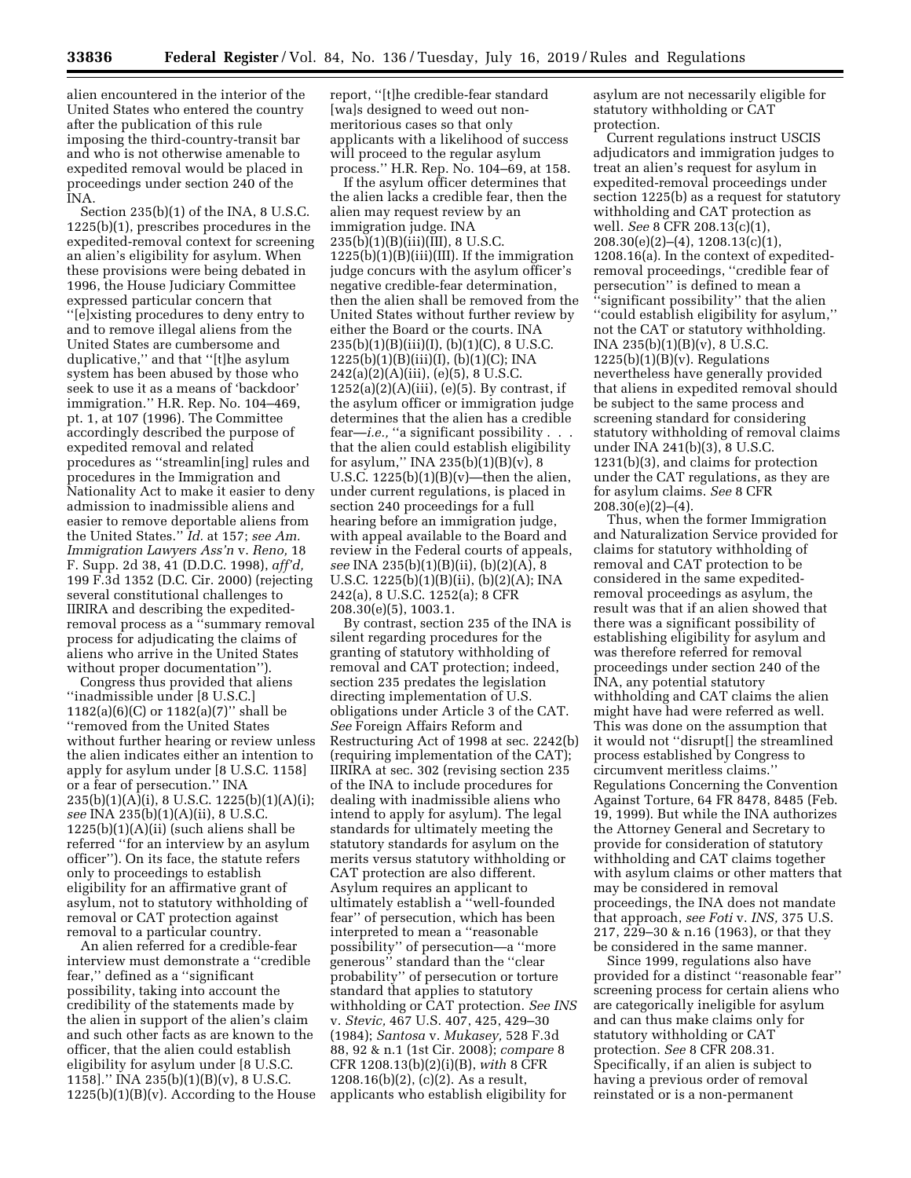alien encountered in the interior of the United States who entered the country after the publication of this rule imposing the third-country-transit bar and who is not otherwise amenable to expedited removal would be placed in proceedings under section 240 of the INA.

Section 235(b)(1) of the INA, 8 U.S.C. 1225(b)(1), prescribes procedures in the expedited-removal context for screening an alien's eligibility for asylum. When these provisions were being debated in 1996, the House Judiciary Committee expressed particular concern that "[e]xisting procedures to deny entry to and to remove illegal aliens from the United States are cumbersome and duplicative," and that "[t]he asylum system has been abused by those who seek to use it as a means of 'backdoor' immigration." H.R. Rep. No. 104–469, pt. 1, at 107 (1996). The Committee accordingly described the purpose of expedited removal and related procedures as "streamlin[ing] rules and procedures in the Immigration and Nationality Act to make it easier to deny admission to inadmissible aliens and easier to remove deportable aliens from the United States." *Id.* at 157; *see Am. Immigration Lawyers Ass'n* v. *Reno,* 18 F. Supp. 2d 38, 41 (D.D.C. 1998), *aff'd,* 199 F.3d 1352 (D.C. Cir. 2000) (rejecting several constitutional challenges to IIRIRA and describing the expedited-removal process as a "summary removal process for adjudicating the claims of aliens who arrive in the United States without proper documentation").

Congress thus provided that aliens "inadmissible under [8 U.S.C.] 1182(a)(6)(C) or 1182(a)(7)" shall be "removed from the United States without further hearing or review unless the alien indicates either an intention to apply for asylum under [8 U.S.C. 1158] or a fear of persecution." INA 235(b)(1)(A)(i), 8 U.S.C. 1225(b)(1)(A)(i); *see* INA 235(b)(1)(A)(ii), 8 U.S.C. 1225(b)(1)(A)(ii) (such aliens shall be referred "for an interview by an asylum officer"). On its face, the statute refers only to proceedings to establish eligibility for an affirmative grant of asylum, not to statutory withholding of removal or CAT protection against removal to a particular country.

An alien referred for a credible-fear interview must demonstrate a "credible fear," defined as a "significant possibility, taking into account the credibility of the statements made by the alien in support of the alien's claim and such other facts as are known to the officer, that the alien could establish eligibility for asylum under [8 U.S.C. 1158]." INA 235(b)(1)(B)(v), 8 U.S.C. 1225(b)(1)(B)(v). According to the House report, "[t]he credible-fear standard [wa]s designed to weed out non-meritorious cases so that only applicants with a likelihood of success will proceed to the regular asylum process." H.R. Rep. No. 104–69, at 158.

If the asylum officer determines that the alien lacks a credible fear, then the alien may request review by an immigration judge. INA 235(b)(1)(B)(iii)(III), 8 U.S.C. 1225(b)(1)(B)(iii)(III). If the immigration judge concurs with the asylum officer's negative credible-fear determination, then the alien shall be removed from the United States without further review by either the Board or the courts. INA 235(b)(1)(B)(iii)(I), (b)(1)(C), 8 U.S.C. 1225(b)(1)(B)(iii)(I), (b)(1)(C); INA 242(a)(2)(A)(iii), (e)(5), 8 U.S.C. 1252(a)(2)(A)(iii), (e)(5). By contrast, if the asylum officer or immigration judge determines that the alien has a credible fear—*i.e.,* "a significant possibility . . . that the alien could establish eligibility for asylum," INA 235(b)(1)(B)(v), 8 U.S.C. 1225(b)(1)(B)(v)—then the alien, under current regulations, is placed in section 240 proceedings for a full hearing before an immigration judge, with appeal available to the Board and review in the Federal courts of appeals, *see* INA 235(b)(1)(B)(ii), (b)(2)(A), 8 U.S.C. 1225(b)(1)(B)(ii), (b)(2)(A); INA 242(a), 8 U.S.C. 1252(a); 8 CFR 208.30(e)(5), 1003.1.

By contrast, section 235 of the INA is silent regarding procedures for the granting of statutory withholding of removal and CAT protection; indeed, section 235 predates the legislation directing implementation of U.S. obligations under Article 3 of the CAT. *See* Foreign Affairs Reform and Restructuring Act of 1998 at sec. 2242(b) (requiring implementation of the CAT); IIRIRA at sec. 302 (revising section 235 of the INA to include procedures for dealing with inadmissible aliens who intend to apply for asylum). The legal standards for ultimately meeting the statutory standards for asylum on the merits versus statutory withholding or CAT protection are also different. Asylum requires an applicant to ultimately establish a "well-founded fear" of persecution, which has been interpreted to mean a "reasonable possibility" of persecution—a "more generous" standard than the "clear probability" of persecution or torture standard that applies to statutory withholding or CAT protection. *See INS* v. *Stevic,* 467 U.S. 407, 425, 429–30 (1984); *Santosa* v. *Mukasey,* 528 F.3d 88, 92 & n.1 (1st Cir. 2008); *compare* 8 CFR 1208.13(b)(2)(i)(B), *with* 8 CFR 1208.16(b)(2), (c)(2). As a result, applicants who establish eligibility for asylum are not necessarily eligible for statutory withholding or CAT protection.

Current regulations instruct USCIS adjudicators and immigration judges to treat an alien's request for asylum in expedited-removal proceedings under section 1225(b) as a request for statutory withholding and CAT protection as well. *See* 8 CFR 208.13(c)(1), 208.30(e)(2)–(4), 1208.13(c)(1), 1208.16(a). In the context of expedited-removal proceedings, "credible fear of persecution" is defined to mean a "significant possibility" that the alien "could establish eligibility for asylum," not the CAT or statutory withholding. INA 235(b)(1)(B)(v), 8 U.S.C. 1225(b)(1)(B)(v). Regulations nevertheless have generally provided that aliens in expedited removal should be subject to the same process and screening standard for considering statutory withholding of removal claims under INA 241(b)(3), 8 U.S.C. 1231(b)(3), and claims for protection under the CAT regulations, as they are for asylum claims. *See* 8 CFR 208.30(e)(2)–(4).

Thus, when the former Immigration and Naturalization Service provided for claims for statutory withholding of removal and CAT protection to be considered in the same expedited-removal proceedings as asylum, the result was that if an alien showed that there was a significant possibility of establishing eligibility for asylum and was therefore referred for removal proceedings under section 240 of the INA, any potential statutory withholding and CAT claims the alien might have had were referred as well. This was done on the assumption that it would not "disrupt[] the streamlined process established by Congress to circumvent meritless claims." Regulations Concerning the Convention Against Torture, 64 FR 8478, 8485 (Feb. 19, 1999). But while the INA authorizes the Attorney General and Secretary to provide for consideration of statutory withholding and CAT claims together with asylum claims or other matters that may be considered in removal proceedings, the INA does not mandate that approach, *see Foti* v. *INS,* 375 U.S. 217, 229–30 & n.16 (1963), or that they be considered in the same manner.

Since 1999, regulations also have provided for a distinct "reasonable fear" screening process for certain aliens who are categorically ineligible for asylum and can thus make claims only for statutory withholding or CAT protection. *See* 8 CFR 208.31. Specifically, if an alien is subject to having a previous order of removal reinstated or is a non-permanent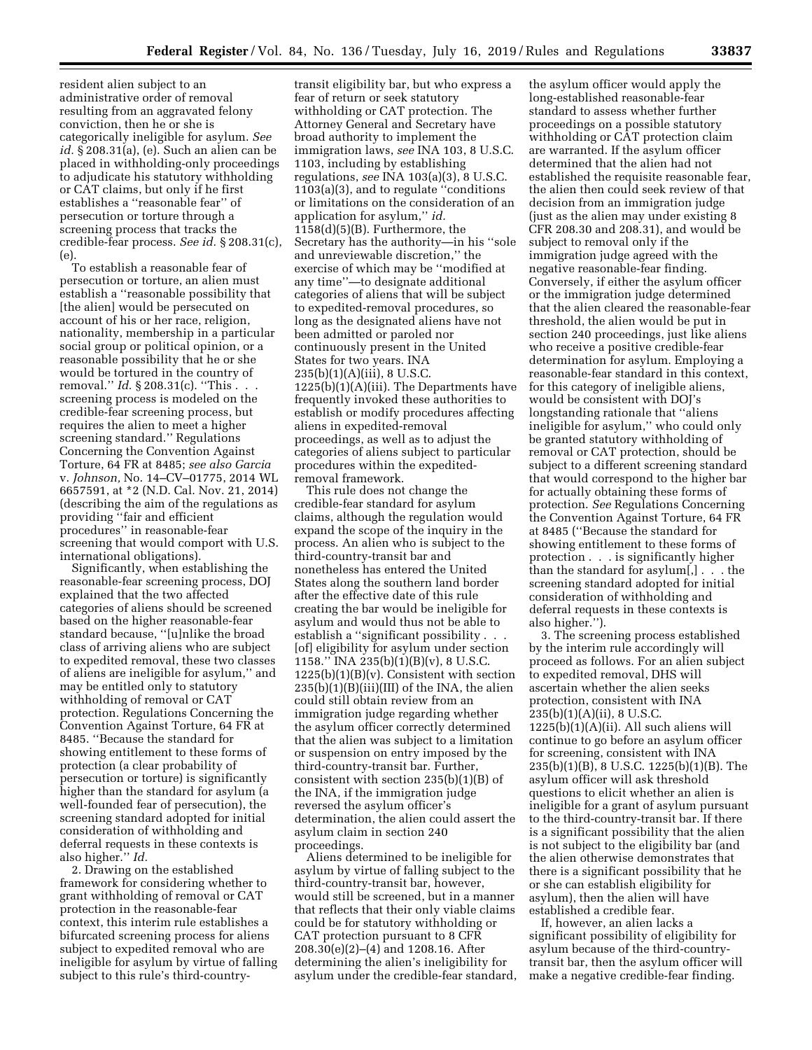resident alien subject to an administrative order of removal resulting from an aggravated felony conviction, then he or she is categorically ineligible for asylum. *See id.* § 208.31(a), (e). Such an alien can be placed in withholding-only proceedings to adjudicate his statutory withholding or CAT claims, but only if he first establishes a "reasonable fear" of persecution or torture through a screening process that tracks the credible-fear process. *See id.* § 208.31(c), (e).

To establish a reasonable fear of persecution or torture, an alien must establish a "reasonable possibility that [the alien] would be persecuted on account of his or her race, religion, nationality, membership in a particular social group or political opinion, or a reasonable possibility that he or she would be tortured in the country of removal." *Id.* § 208.31(c). "This . . . screening process is modeled on the credible-fear screening process, but requires the alien to meet a higher screening standard." Regulations Concerning the Convention Against Torture, 64 FR at 8485; *see also Garcia* v. *Johnson,* No. 14–CV–01775, 2014 WL 6657591, at *2 (N.D. Cal. Nov. 21, 2014) (describing the aim of the regulations as providing "fair and efficient procedures" in reasonable-fear screening that would comport with U.S. international obligations).

Significantly, when establishing the reasonable-fear screening process, DOJ explained that the two affected categories of aliens should be screened based on the higher reasonable-fear standard because, "[u]nlike the broad class of arriving aliens who are subject to expedited removal, these two classes of aliens are ineligible for asylum," and may be entitled only to statutory withholding of removal or CAT protection. Regulations Concerning the Convention Against Torture, 64 FR at 8485. "Because the standard for showing entitlement to these forms of protection (a clear probability of persecution or torture) is significantly higher than the standard for asylum (a well-founded fear of persecution), the screening standard adopted for initial consideration of withholding and deferral requests in these contexts is also higher." *Id.*

2. Drawing on the established framework for considering whether to grant withholding of removal or CAT protection in the reasonable-fear context, this interim rule establishes a bifurcated screening process for aliens subject to expedited removal who are ineligible for asylum by virtue of falling subject to this rule's third-country-transit eligibility bar, but who express a fear of return or seek statutory withholding or CAT protection. The Attorney General and Secretary have broad authority to implement the immigration laws, *see* INA 103, 8 U.S.C. 1103, including by establishing regulations, *see* INA 103(a)(3), 8 U.S.C. 1103(a)(3), and to regulate "conditions or limitations on the consideration of an application for asylum," *id.* 1158(d)(5)(B). Furthermore, the Secretary has the authority—in his "sole and unreviewable discretion," the exercise of which may be "modified at any time"—to designate additional categories of aliens that will be subject to expedited-removal procedures, so long as the designated aliens have not been admitted or paroled nor continuously present in the United States for two years. INA 235(b)(1)(A)(iii), 8 U.S.C. 1225(b)(1)(A)(iii). The Departments have frequently invoked these authorities to establish or modify procedures affecting aliens in expedited-removal proceedings, as well as to adjust the categories of aliens subject to particular procedures within the expedited-removal framework.

This rule does not change the credible-fear standard for asylum claims, although the regulation would expand the scope of the inquiry in the process. An alien who is subject to the third-country-transit bar and nonetheless has entered the United States along the southern land border after the effective date of this rule creating the bar would be ineligible for asylum and would thus not be able to establish a "significant possibility . . . [of] eligibility for asylum under section 1158." INA 235(b)(1)(B)(v), 8 U.S.C. 1225(b)(1)(B)(v). Consistent with section 235(b)(1)(B)(iii)(III) of the INA, the alien could still obtain review from an immigration judge regarding whether the asylum officer correctly determined that the alien was subject to a limitation or suspension on entry imposed by the third-country-transit bar. Further, consistent with section 235(b)(1)(B) of the INA, if the immigration judge reversed the asylum officer's determination, the alien could assert the asylum claim in section 240 proceedings.

Aliens determined to be ineligible for asylum by virtue of falling subject to the third-country-transit bar, however, would still be screened, but in a manner that reflects that their only viable claims could be for statutory withholding or CAT protection pursuant to 8 CFR 208.30(e)(2)–(4) and 1208.16. After determining the alien's ineligibility for asylum under the credible-fear standard, the asylum officer would apply the long-established reasonable-fear standard to assess whether further proceedings on a possible statutory withholding or CAT protection claim are warranted. If the asylum officer determined that the alien had not established the requisite reasonable fear, the alien then could seek review of that decision from an immigration judge (just as the alien may under existing 8 CFR 208.30 and 208.31), and would be subject to removal only if the immigration judge agreed with the negative reasonable-fear finding. Conversely, if either the asylum officer or the immigration judge determined that the alien cleared the reasonable-fear threshold, the alien would be put in section 240 proceedings, just like aliens who receive a positive credible-fear determination for asylum. Employing a reasonable-fear standard in this context, for this category of ineligible aliens, would be consistent with DOJ's longstanding rationale that "aliens ineligible for asylum," who could only be granted statutory withholding of removal or CAT protection, should be subject to a different screening standard that would correspond to the higher bar for actually obtaining these forms of protection. *See* Regulations Concerning the Convention Against Torture, 64 FR at 8485 ("Because the standard for showing entitlement to these forms of protection . . . is significantly higher than the standard for asylum[,] . . . the screening standard adopted for initial consideration of withholding and deferral requests in these contexts is also higher.").

3. The screening process established by the interim rule accordingly will proceed as follows. For an alien subject to expedited removal, DHS will ascertain whether the alien seeks protection, consistent with INA 235(b)(1)(A)(ii), 8 U.S.C. 1225(b)(1)(A)(ii). All such aliens will continue to go before an asylum officer for screening, consistent with INA 235(b)(1)(B), 8 U.S.C. 1225(b)(1)(B). The asylum officer will ask threshold questions to elicit whether an alien is ineligible for a grant of asylum pursuant to the third-country-transit bar. If there is a significant possibility that the alien is not subject to the eligibility bar (and the alien otherwise demonstrates that there is a significant possibility that he or she can establish eligibility for asylum), then the alien will have established a credible fear.

If, however, an alien lacks a significant possibility of eligibility for asylum because of the third-country-transit bar, then the asylum officer will make a negative credible-fear finding.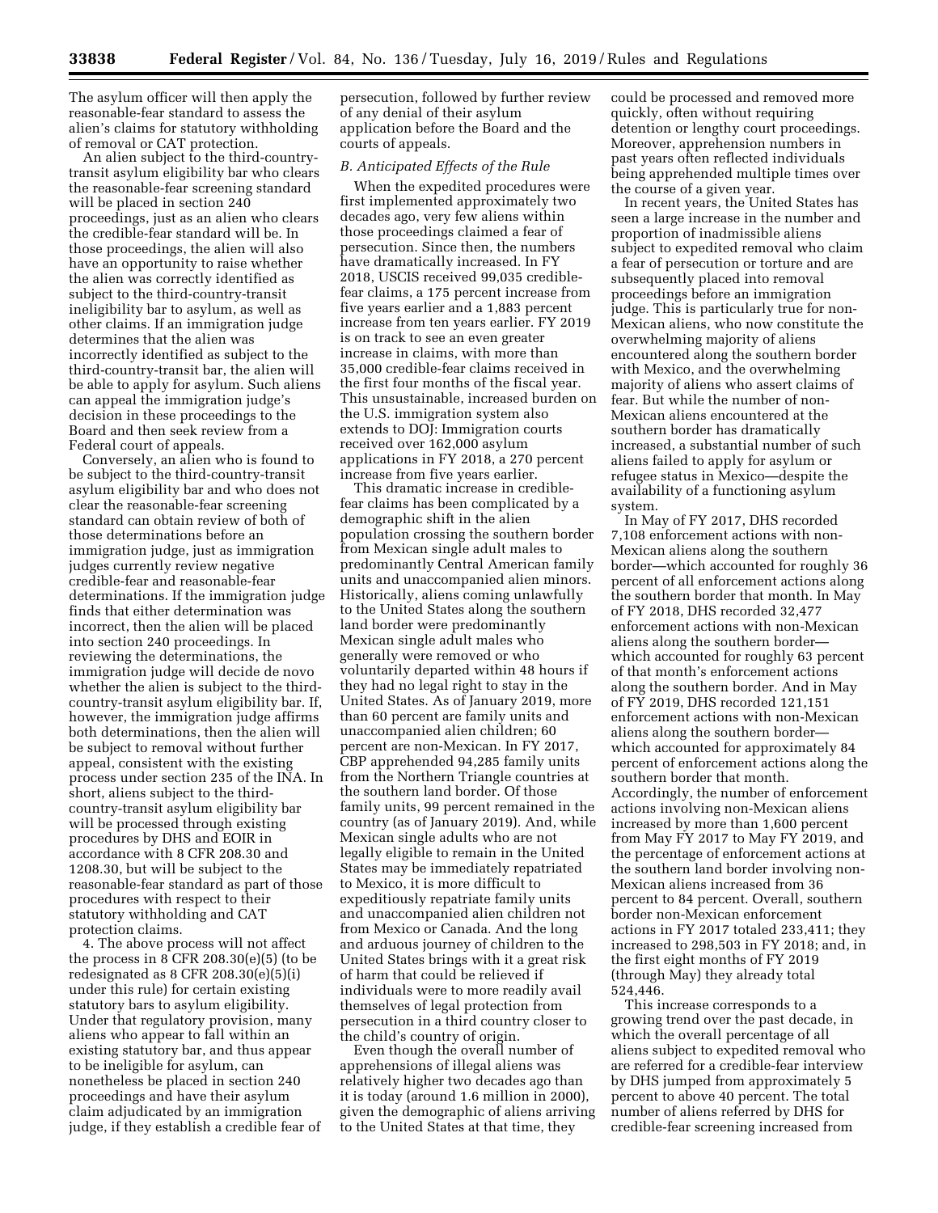The asylum officer will then apply the reasonable-fear standard to assess the alien's claims for statutory withholding of removal or CAT protection.

An alien subject to the third-country-transit asylum eligibility bar who clears the reasonable-fear screening standard will be placed in section 240 proceedings, just as an alien who clears the credible-fear standard will be. In those proceedings, the alien will also have an opportunity to raise whether the alien was correctly identified as subject to the third-country-transit ineligibility bar to asylum, as well as other claims. If an immigration judge determines that the alien was incorrectly identified as subject to the third-country-transit bar, the alien will be able to apply for asylum. Such aliens can appeal the immigration judge's decision in these proceedings to the Board and then seek review from a Federal court of appeals.

Conversely, an alien who is found to be subject to the third-country-transit asylum eligibility bar and who does not clear the reasonable-fear screening standard can obtain review of both of those determinations before an immigration judge, just as immigration judges currently review negative credible-fear and reasonable-fear determinations. If the immigration judge finds that either determination was incorrect, then the alien will be placed into section 240 proceedings. In reviewing the determinations, the immigration judge will decide de novo whether the alien is subject to the third-country-transit asylum eligibility bar. If, however, the immigration judge affirms both determinations, then the alien will be subject to removal without further appeal, consistent with the existing process under section 235 of the INA. In short, aliens subject to the third-country-transit asylum eligibility bar will be processed through existing procedures by DHS and EOIR in accordance with 8 CFR 208.30 and 1208.30, but will be subject to the reasonable-fear standard as part of those procedures with respect to their statutory withholding and CAT protection claims.

4. The above process will not affect the process in 8 CFR 208.30(e)(5) (to be redesignated as 8 CFR 208.30(e)(5)(i) under this rule) for certain existing statutory bars to asylum eligibility. Under that regulatory provision, many aliens who appear to fall within an existing statutory bar, and thus appear to be ineligible for asylum, can nonetheless be placed in section 240 proceedings and have their asylum claim adjudicated by an immigration judge, if they establish a credible fear of persecution, followed by further review of any denial of their asylum application before the Board and the courts of appeals.

### *B. Anticipated Effects of the Rule*

When the expedited procedures were first implemented approximately two decades ago, very few aliens within those proceedings claimed a fear of persecution. Since then, the numbers have dramatically increased. In FY 2018, USCIS received 99,035 credible-fear claims, a 175 percent increase from five years earlier and a 1,883 percent increase from ten years earlier. FY 2019 is on track to see an even greater increase in claims, with more than 35,000 credible-fear claims received in the first four months of the fiscal year. This unsustainable, increased burden on the U.S. immigration system also extends to DOJ: Immigration courts received over 162,000 asylum applications in FY 2018, a 270 percent increase from five years earlier.

This dramatic increase in credible-fear claims has been complicated by a demographic shift in the alien population crossing the southern border from Mexican single adult males to predominantly Central American family units and unaccompanied alien minors. Historically, aliens coming unlawfully to the United States along the southern land border were predominantly Mexican single adult males who generally were removed or who voluntarily departed within 48 hours if they had no legal right to stay in the United States. As of January 2019, more than 60 percent are family units and unaccompanied alien children; 60 percent are non-Mexican. In FY 2017, CBP apprehended 94,285 family units from the Northern Triangle countries at the southern land border. Of those family units, 99 percent remained in the country (as of January 2019). And, while Mexican single adults who are not legally eligible to remain in the United States may be immediately repatriated to Mexico, it is more difficult to expeditiously repatriate family units and unaccompanied alien children not from Mexico or Canada. And the long and arduous journey of children to the United States brings with it a great risk of harm that could be relieved if individuals were to more readily avail themselves of legal protection from persecution in a third country closer to the child's country of origin.

Even though the overall number of apprehensions of illegal aliens was relatively higher two decades ago than it is today (around 1.6 million in 2000), given the demographic of aliens arriving to the United States at that time, they could be processed and removed more quickly, often without requiring detention or lengthy court proceedings. Moreover, apprehension numbers in past years often reflected individuals being apprehended multiple times over the course of a given year.

In recent years, the United States has seen a large increase in the number and proportion of inadmissible aliens subject to expedited removal who claim a fear of persecution or torture and are subsequently placed into removal proceedings before an immigration judge. This is particularly true for non-Mexican aliens, who now constitute the overwhelming majority of aliens encountered along the southern border with Mexico, and the overwhelming majority of aliens who assert claims of fear. But while the number of non-Mexican aliens encountered at the southern border has dramatically increased, a substantial number of such aliens failed to apply for asylum or refugee status in Mexico—despite the availability of a functioning asylum system.

In May of FY 2017, DHS recorded 7,108 enforcement actions with non-Mexican aliens along the southern border—which accounted for roughly 36 percent of all enforcement actions along the southern border that month. In May of FY 2018, DHS recorded 32,477 enforcement actions with non-Mexican aliens along the southern border—which accounted for roughly 63 percent of that month's enforcement actions along the southern border. And in May of FY 2019, DHS recorded 121,151 enforcement actions with non-Mexican aliens along the southern border—which accounted for approximately 84 percent of enforcement actions along the southern border that month. Accordingly, the number of enforcement actions involving non-Mexican aliens increased by more than 1,600 percent from May FY 2017 to May FY 2019, and the percentage of enforcement actions at the southern land border involving non-Mexican aliens increased from 36 percent to 84 percent. Overall, southern border non-Mexican enforcement actions in FY 2017 totaled 233,411; they increased to 298,503 in FY 2018; and, in the first eight months of FY 2019 (through May) they already total 524,446.

This increase corresponds to a growing trend over the past decade, in which the overall percentage of all aliens subject to expedited removal who are referred for a credible-fear interview by DHS jumped from approximately 5 percent to above 40 percent. The total number of aliens referred by DHS for credible-fear screening increased from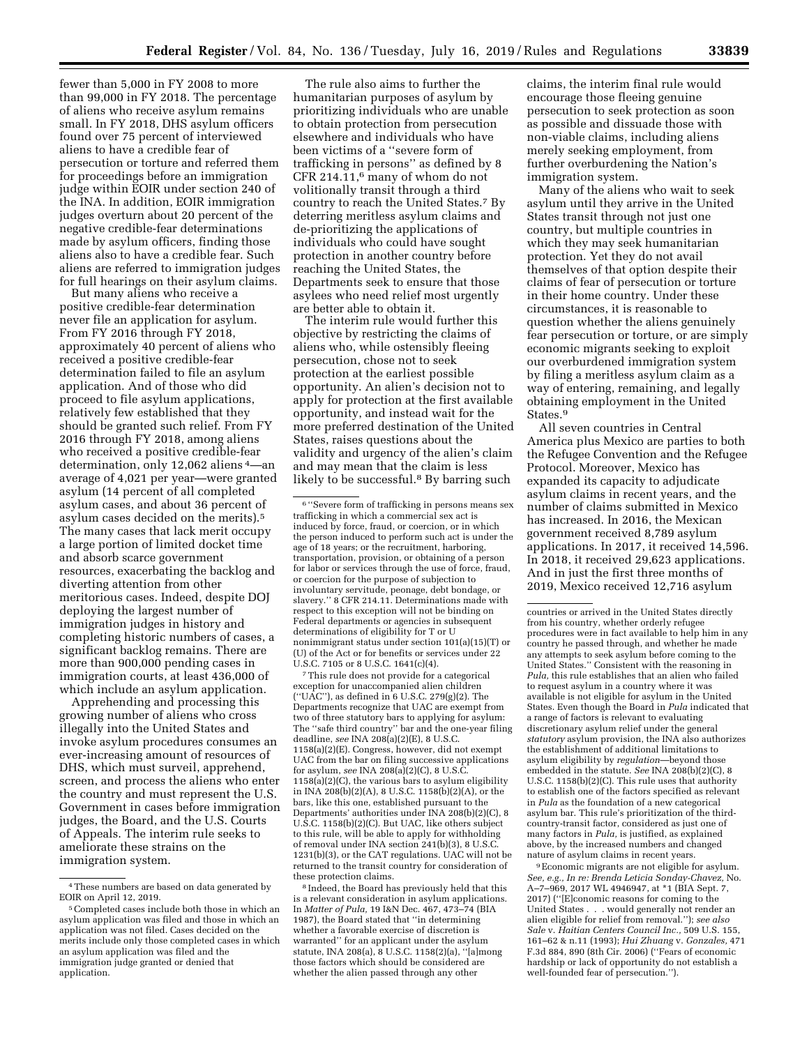fewer than 5,000 in FY 2008 to more than 99,000 in FY 2018. The percentage of aliens who receive asylum remains small. In FY 2018, DHS asylum officers found over 75 percent of interviewed aliens to have a credible fear of persecution or torture and referred them for proceedings before an immigration judge within EOIR under section 240 of the INA. In addition, EOIR immigration judges overturn about 20 percent of the negative credible-fear determinations made by asylum officers, finding those aliens also to have a credible fear. Such aliens are referred to immigration judges for full hearings on their asylum claims.

But many aliens who receive a positive credible-fear determination never file an application for asylum. From FY 2016 through FY 2018, approximately 40 percent of aliens who received a positive credible-fear determination failed to file an asylum application. And of those who did proceed to file asylum applications, relatively few established that they should be granted such relief. From FY 2016 through FY 2018, among aliens who received a positive credible-fear determination, only 12,062 aliens [4]—an average of 4,021 per year—were granted asylum (14 percent of all completed asylum cases, and about 36 percent of asylum cases decided on the merits).[5] The many cases that lack merit occupy a large portion of limited docket time and absorb scarce government resources, exacerbating the backlog and diverting attention from other meritorious cases. Indeed, despite DOJ deploying the largest number of immigration judges in history and completing historic numbers of cases, a significant backlog remains. There are more than 900,000 pending cases in immigration courts, at least 436,000 of which include an asylum application.

Apprehending and processing this growing number of aliens who cross illegally into the United States and invoke asylum procedures consumes an ever-increasing amount of resources of DHS, which must surveil, apprehend, screen, and process the aliens who enter the country and must represent the U.S. Government in cases before immigration judges, the Board, and the U.S. Courts of Appeals. The interim rule seeks to ameliorate these strains on the immigration system.

The rule also aims to further the humanitarian purposes of asylum by prioritizing individuals who are unable to obtain protection from persecution elsewhere and individuals who have been victims of a "severe form of trafficking in persons" as defined by 8 CFR 214.11,[6] many of whom do not volitionally transit through a third country to reach the United States.[7] By deterring meritless asylum claims and de-prioritizing the applications of individuals who could have sought protection in another country before reaching the United States, the Departments seek to ensure that those asylees who need relief most urgently are better able to obtain it.

The interim rule would further this objective by restricting the claims of aliens who, while ostensibly fleeing persecution, chose not to seek protection at the earliest possible opportunity. An alien's decision not to apply for protection at the first available opportunity, and instead wait for the more preferred destination of the United States, raises questions about the validity and urgency of the alien's claim and may mean that the claim is less likely to be successful.[8] By barring such claims, the interim final rule would encourage those fleeing genuine persecution to seek protection as soon as possible and dissuade those with non-viable claims, including aliens merely seeking employment, from further overburdening the Nation's immigration system.

Many of the aliens who wait to seek asylum until they arrive in the United States transit through not just one country, but multiple countries in which they may seek humanitarian protection. Yet they do not avail themselves of that option despite their claims of fear of persecution or torture in their home country. Under these circumstances, it is reasonable to question whether the aliens genuinely fear persecution or torture, or are simply economic migrants seeking to exploit our overburdened immigration system by filing a meritless asylum claim as a way of entering, remaining, and legally obtaining employment in the United States.[9]

All seven countries in Central America plus Mexico are parties to both the Refugee Convention and the Refugee Protocol. Moreover, Mexico has expanded its capacity to adjudicate asylum claims in recent years, and the number of claims submitted in Mexico has increased. In 2016, the Mexican government received 8,789 asylum applications. In 2017, it received 14,596. In 2018, it received 29,623 applications. And in just the first three months of 2019, Mexico received 12,716 asylum

---

[4] These numbers are based on data generated by EOIR on April 12, 2019.

[5] Completed cases include both those in which an asylum application was filed and those in which an application was not filed. Cases decided on the merits include only those completed cases in which an asylum application was filed and the immigration judge granted or denied that application.

[6] "Severe form of trafficking in persons means sex trafficking in which a commercial sex act is induced by force, fraud, or coercion, or in which the person induced to perform such act is under the age of 18 years; or the recruitment, harboring, transportation, provision, or obtaining of a person for labor or services through the use of force, fraud, or coercion for the purpose of subjection to involuntary servitude, peonage, debt bondage, or slavery." 8 CFR 214.11. Determinations made with respect to this exception will not be binding on Federal departments or agencies in subsequent determinations of eligibility for T or U nonimmigrant status under section 101(a)(15)(T) or (U) of the Act or for benefits or services under 22 U.S.C. 7105 or 8 U.S.C. 1641(c)(4).

[7] This rule does not provide for a categorical exception for unaccompanied alien children ("UAC"), as defined in 6 U.S.C. 279(g)(2). The Departments recognize that UAC are exempt from two of three statutory bars to applying for asylum: The "safe third country" bar and the one-year filing deadline, *see* INA 208(a)(2)(E), 8 U.S.C. 1158(a)(2)(E). Congress, however, did not exempt UAC from the bar on filing successive applications for asylum, *see* INA 208(a)(2)(C), 8 U.S.C. 1158(a)(2)(C), the various bars to asylum eligibility in INA 208(b)(2)(A), 8 U.S.C. 1158(b)(2)(A), or the bars, like this one, established pursuant to the Departments' authorities under INA 208(b)(2)(C), 8 U.S.C. 1158(b)(2)(C). But UAC, like others subject to this rule, will be able to apply for withholding of removal under INA section 241(b)(3), 8 U.S.C. 1231(b)(3), or the CAT regulations. UAC will not be returned to the transit country for consideration of these protection claims.

[8] Indeed, the Board has previously held that this is a relevant consideration in asylum applications. In *Matter of Pula,* 19 I&N Dec. 467, 473–74 (BIA 1987), the Board stated that "in determining whether a favorable exercise of discretion is warranted" for an applicant under the asylum statute, INA 208(a), 8 U.S.C. 1158(a), "[a]mong those factors which should be considered are whether the alien passed through any other countries or arrived in the United States directly from his country, whether orderly refugee procedures were in fact available to help him in any country he passed through, and whether he made any attempts to seek asylum before coming to the United States." Consistent with the reasoning in *Pula,* this rule establishes that an alien who failed to request asylum in a country where it was available is not eligible for asylum in the United States. Even though the Board in *Pula* indicated that a range of factors is relevant to evaluating discretionary asylum relief under the general *statutory* asylum provision, the INA also authorizes the establishment of additional limitations to asylum eligibility by *regulation*—beyond those embedded in the statute. *See* INA 208(b)(2)(C), 8 U.S.C. 1158(b)(2)(C). This rule uses that authority to establish one of the factors specified as relevant in *Pula* as the foundation of a new categorical asylum bar. This rule's prioritization of the third-country-transit factor, considered as just one of many factors in *Pula,* is justified, as explained above, by the increased numbers and changed nature of asylum claims in recent years.

[9] Economic migrants are not eligible for asylum. *See, e.g., In re: Brenda Leticia Sonday-Chavez,* No. A–7–969, 2017 WL 4946947, at *1 (BIA Sept. 7, 2017) ("[E]conomic reasons for coming to the United States . . . would generally not render an alien eligible for relief from removal."); *see also Sale* v. *Haitian Centers Council Inc.,* 509 U.S. 155, 161–62 & n.11 (1993); *Hui Zhuang* v. *Gonzales,* 471 F.3d 884, 890 (8th Cir. 2006) ("Fears of economic hardship or lack of opportunity do not establish a well-founded fear of persecution.").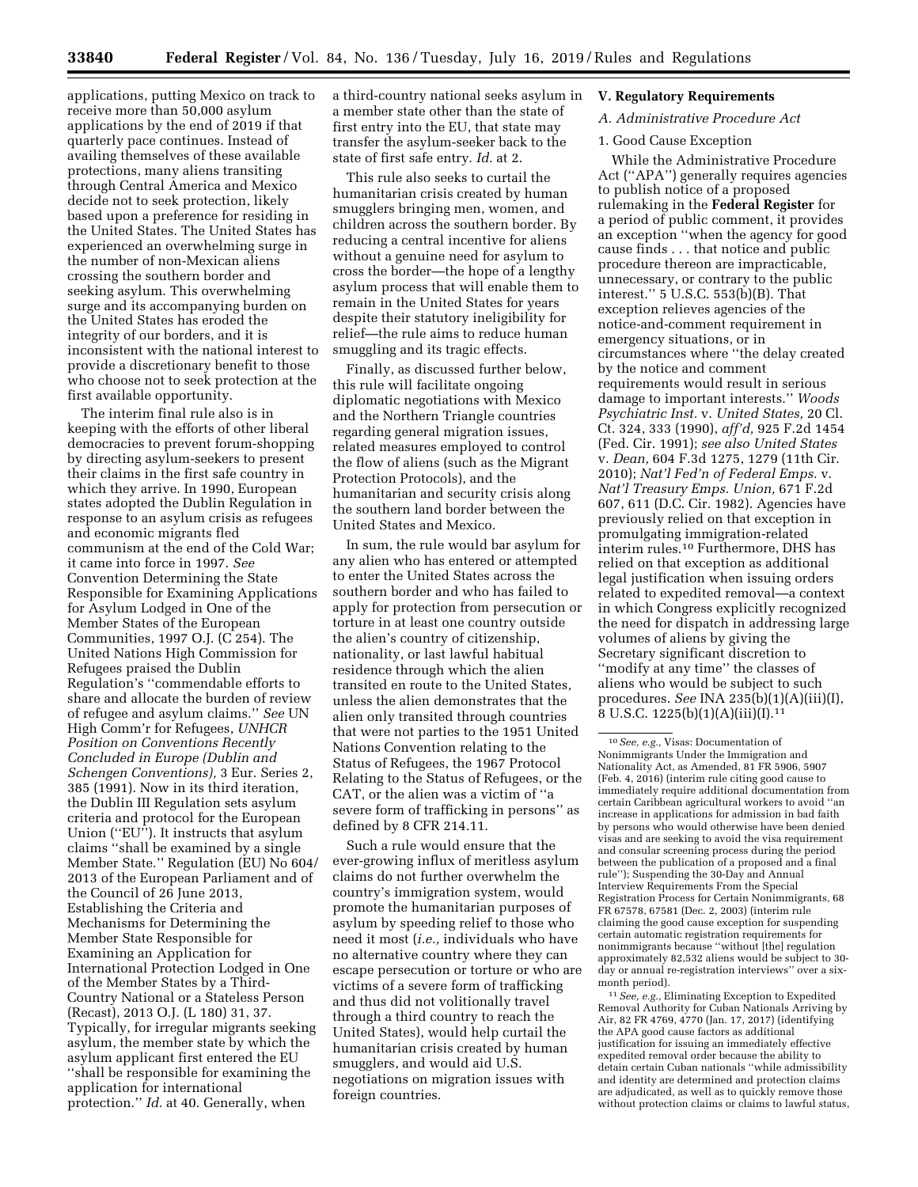applications, putting Mexico on track to receive more than 50,000 asylum applications by the end of 2019 if that quarterly pace continues. Instead of availing themselves of these available protections, many aliens transiting through Central America and Mexico decide not to seek protection, likely based upon a preference for residing in the United States. The United States has experienced an overwhelming surge in the number of non-Mexican aliens crossing the southern border and seeking asylum. This overwhelming surge and its accompanying burden on the United States has eroded the integrity of our borders, and it is inconsistent with the national interest to provide a discretionary benefit to those who choose not to seek protection at the first available opportunity.

The interim final rule also is in keeping with the efforts of other liberal democracies to prevent forum-shopping by directing asylum-seekers to present their claims in the first safe country in which they arrive. In 1990, European states adopted the Dublin Regulation in response to an asylum crisis as refugees and economic migrants fled communism at the end of the Cold War; it came into force in 1997. *See* Convention Determining the State Responsible for Examining Applications for Asylum Lodged in One of the Member States of the European Communities, 1997 O.J. (C 254). The United Nations High Commission for Refugees praised the Dublin Regulation's ''commendable efforts to share and allocate the burden of review of refugee and asylum claims.'' *See* UN High Comm'r for Refugees, *UNHCR Position on Conventions Recently Concluded in Europe (Dublin and Schengen Conventions),* 3 Eur. Series 2, 385 (1991). Now in its third iteration, the Dublin III Regulation sets asylum criteria and protocol for the European Union (''EU''). It instructs that asylum claims ''shall be examined by a single Member State.'' Regulation (EU) No 604/2013 of the European Parliament and of the Council of 26 June 2013, Establishing the Criteria and Mechanisms for Determining the Member State Responsible for Examining an Application for International Protection Lodged in One of the Member States by a Third-Country National or a Stateless Person (Recast), 2013 O.J. (L 180) 31, 37. Typically, for irregular migrants seeking asylum, the member state by which the asylum applicant first entered the EU ''shall be responsible for examining the application for international protection.'' *Id.* at 40. Generally, when a third-country national seeks asylum in a member state other than the state of first entry into the EU, that state may transfer the asylum-seeker back to the state of first safe entry. *Id.* at 2.

This rule also seeks to curtail the humanitarian crisis created by human smugglers bringing men, women, and children across the southern border. By reducing a central incentive for aliens without a genuine need for asylum to cross the border—the hope of a lengthy asylum process that will enable them to remain in the United States for years despite their statutory ineligibility for relief—the rule aims to reduce human smuggling and its tragic effects.

Finally, as discussed further below, this rule will facilitate ongoing diplomatic negotiations with Mexico and the Northern Triangle countries regarding general migration issues, related measures employed to control the flow of aliens (such as the Migrant Protection Protocols), and the humanitarian and security crisis along the southern land border between the United States and Mexico.

In sum, the rule would bar asylum for any alien who has entered or attempted to enter the United States across the southern border and who has failed to apply for protection from persecution or torture in at least one country outside the alien's country of citizenship, nationality, or last lawful habitual residence through which the alien transited en route to the United States, unless the alien demonstrates that the alien only transited through countries that were not parties to the 1951 United Nations Convention relating to the Status of Refugees, the 1967 Protocol Relating to the Status of Refugees, or the CAT, or the alien was a victim of ''a severe form of trafficking in persons'' as defined by 8 CFR 214.11.

Such a rule would ensure that the ever-growing influx of meritless asylum claims do not further overwhelm the country's immigration system, would promote the humanitarian purposes of asylum by speeding relief to those who need it most (*i.e.,* individuals who have no alternative country where they can escape persecution or torture or who are victims of a severe form of trafficking and thus did not volitionally travel through a third country to reach the United States), would help curtail the humanitarian crisis created by human smugglers, and would aid U.S. negotiations on migration issues with foreign countries.

## V. Regulatory Requirements

### A. Administrative Procedure Act

#### 1. Good Cause Exception

While the Administrative Procedure Act (''APA'') generally requires agencies to publish notice of a proposed rulemaking in the **Federal Register** for a period of public comment, it provides an exception ''when the agency for good cause finds . . . that notice and public procedure thereon are impracticable, unnecessary, or contrary to the public interest.'' 5 U.S.C. 553(b)(B). That exception relieves agencies of the notice-and-comment requirement in emergency situations, or in circumstances where ''the delay created by the notice and comment requirements would result in serious damage to important interests.'' *Woods Psychiatric Inst.* v. *United States,* 20 Cl. Ct. 324, 333 (1990), *aff'd,* 925 F.2d 1454 (Fed. Cir. 1991); *see also United States* v. *Dean,* 604 F.3d 1275, 1279 (11th Cir. 2010); *Nat'l Fed'n of Federal Emps.* v. *Nat'l Treasury Emps. Union,* 671 F.2d 607, 611 (D.C. Cir. 1982). Agencies have previously relied on that exception in promulgating immigration-related interim rules.[10] Furthermore, DHS has relied on that exception as additional legal justification when issuing orders related to expedited removal—a context in which Congress explicitly recognized the need for dispatch in addressing large volumes of aliens by giving the Secretary significant discretion to ''modify at any time'' the classes of aliens who would be subject to such procedures. *See* INA 235(b)(1)(A)(iii)(I), 8 U.S.C. 1225(b)(1)(A)(iii)(I).[11]

---

[10] *See, e.g.,* Visas: Documentation of Nonimmigrants Under the Immigration and Nationality Act, as Amended, 81 FR 5906, 5907 (Feb. 4, 2016) (interim rule citing good cause to immediately require additional documentation from certain Caribbean agricultural workers to avoid ''an increase in applications for admission in bad faith by persons who would otherwise have been denied visas and are seeking to avoid the visa requirement and consular screening process during the period between the publication of a proposed and a final rule''); Suspending the 30-Day and Annual Interview Requirements From the Special Registration Process for Certain Nonimmigrants, 68 FR 67578, 67581 (Dec. 2, 2003) (interim rule claiming the good cause exception for suspending certain automatic registration requirements for nonimmigrants because ''without [the] regulation approximately 82,532 aliens would be subject to 30-day or annual re-registration interviews'' over a six-month period).

[11] *See, e.g.,* Eliminating Exception to Expedited Removal Authority for Cuban Nationals Arriving by Air, 82 FR 4769, 4770 (Jan. 17, 2017) (identifying the APA good cause factors as additional justification for issuing an immediately effective expedited removal order because the ability to detain certain Cuban nationals ''while admissibility and identity are determined and protection claims are adjudicated, as well as to quickly remove those without protection claims or claims to lawful status,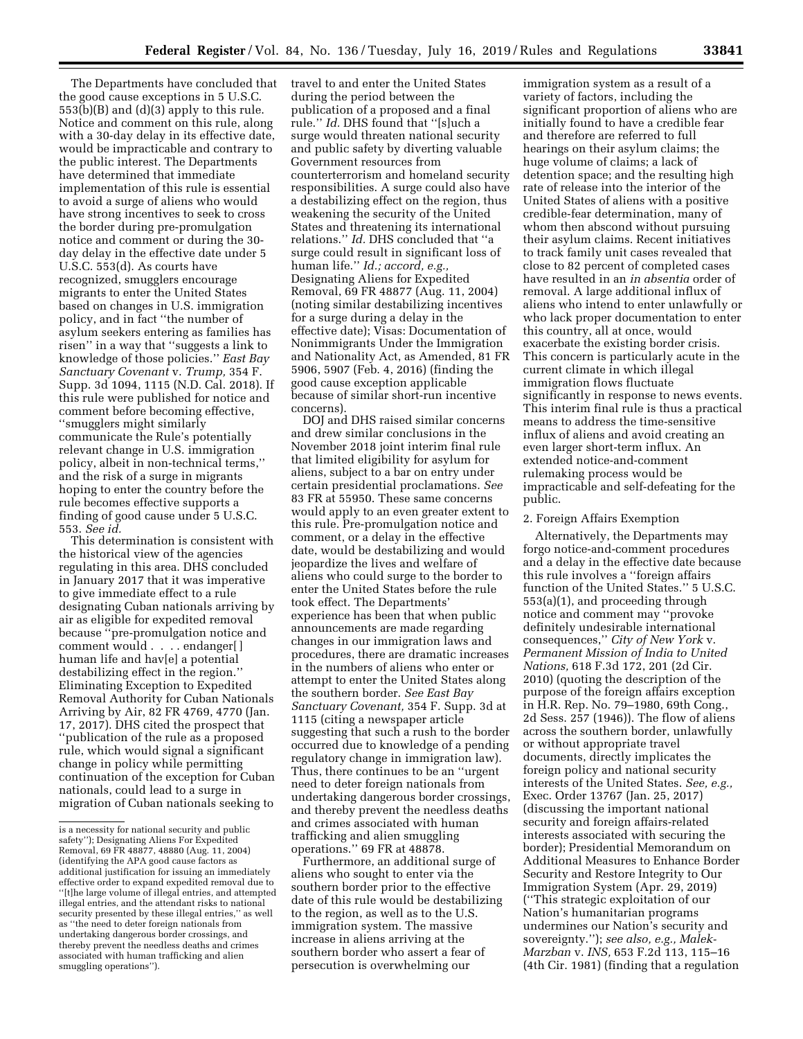The Departments have concluded that the good cause exceptions in 5 U.S.C. 553(b)(B) and (d)(3) apply to this rule. Notice and comment on this rule, along with a 30-day delay in its effective date, would be impracticable and contrary to the public interest. The Departments have determined that immediate implementation of this rule is essential to avoid a surge of aliens who would have strong incentives to seek to cross the border during pre-promulgation notice and comment or during the 30-day delay in the effective date under 5 U.S.C. 553(d). As courts have recognized, smugglers encourage migrants to enter the United States based on changes in U.S. immigration policy, and in fact ''the number of asylum seekers entering as families has risen'' in a way that ''suggests a link to knowledge of those policies.'' *East Bay Sanctuary Covenant* v. *Trump,* 354 F. Supp. 3d 1094, 1115 (N.D. Cal. 2018). If this rule were published for notice and comment before becoming effective, ''smugglers might similarly communicate the Rule's potentially relevant change in U.S. immigration policy, albeit in non-technical terms,'' and the risk of a surge in migrants hoping to enter the country before the rule becomes effective supports a finding of good cause under 5 U.S.C. 553. *See id.*

This determination is consistent with the historical view of the agencies regulating in this area. DHS concluded in January 2017 that it was imperative to give immediate effect to a rule designating Cuban nationals arriving by air as eligible for expedited removal because ''pre-promulgation notice and comment would . . . . endanger[ ] human life and hav[e] a potential destabilizing effect in the region.'' Eliminating Exception to Expedited Removal Authority for Cuban Nationals Arriving by Air, 82 FR 4769, 4770 (Jan. 17, 2017). DHS cited the prospect that ''publication of the rule as a proposed rule, which would signal a significant change in policy while permitting continuation of the exception for Cuban nationals, could lead to a surge in migration of Cuban nationals seeking to travel to and enter the United States during the period between the publication of a proposed and a final rule.'' *Id.* DHS found that ''[s]uch a surge would threaten national security and public safety by diverting valuable Government resources from counterterrorism and homeland security responsibilities. A surge could also have a destabilizing effect on the region, thus weakening the security of the United States and threatening its international relations.'' *Id.* DHS concluded that ''a surge could result in significant loss of human life.'' *Id.; accord, e.g.,* Designating Aliens for Expedited Removal, 69 FR 48877 (Aug. 11, 2004) (noting similar destabilizing incentives for a surge during a delay in the effective date); Visas: Documentation of Nonimmigrants Under the Immigration and Nationality Act, as Amended, 81 FR 5906, 5907 (Feb. 4, 2016) (finding the good cause exception applicable because of similar short-run incentive concerns).

DOJ and DHS raised similar concerns and drew similar conclusions in the November 2018 joint interim final rule that limited eligibility for asylum for aliens, subject to a bar on entry under certain presidential proclamations. *See* 83 FR at 55950. These same concerns would apply to an even greater extent to this rule. Pre-promulgation notice and comment, or a delay in the effective date, would be destabilizing and would jeopardize the lives and welfare of aliens who could surge to the border to enter the United States before the rule took effect. The Departments' experience has been that when public announcements are made regarding changes in our immigration laws and procedures, there are dramatic increases in the numbers of aliens who enter or attempt to enter the United States along the southern border. *See East Bay Sanctuary Covenant,* 354 F. Supp. 3d at 1115 (citing a newspaper article suggesting that such a rush to the border occurred due to knowledge of a pending regulatory change in immigration law). Thus, there continues to be an ''urgent need to deter foreign nationals from undertaking dangerous border crossings, and thereby prevent the needless deaths and crimes associated with human trafficking and alien smuggling operations.'' 69 FR at 48878.

Furthermore, an additional surge of aliens who sought to enter via the southern border prior to the effective date of this rule would be destabilizing to the region, as well as to the U.S. immigration system. The massive increase in aliens arriving at the southern border who assert a fear of persecution is overwhelming our immigration system as a result of a variety of factors, including the significant proportion of aliens who are initially found to have a credible fear and therefore are referred to full hearings on their asylum claims; the huge volume of claims; a lack of detention space; and the resulting high rate of release into the interior of the United States of aliens with a positive credible-fear determination, many of whom then abscond without pursuing their asylum claims. Recent initiatives to track family unit cases revealed that close to 82 percent of completed cases have resulted in an *in absentia* order of removal. A large additional influx of aliens who intend to enter unlawfully or who lack proper documentation to enter this country, all at once, would exacerbate the existing border crisis. This concern is particularly acute in the current climate in which illegal immigration flows fluctuate significantly in response to news events. This interim final rule is thus a practical means to address the time-sensitive influx of aliens and avoid creating an even larger short-term influx. An extended notice-and-comment rulemaking process would be impracticable and self-defeating for the public.

2. Foreign Affairs Exemption

Alternatively, the Departments may forgo notice-and-comment procedures and a delay in the effective date because this rule involves a ''foreign affairs function of the United States.'' 5 U.S.C. 553(a)(1), and proceeding through notice and comment may ''provoke definitely undesirable international consequences,'' *City of New York* v. *Permanent Mission of India to United Nations,* 618 F.3d 172, 201 (2d Cir. 2010) (quoting the description of the purpose of the foreign affairs exception in H.R. Rep. No. 79–1980, 69th Cong., 2d Sess. 257 (1946)). The flow of aliens across the southern border, unlawfully or without appropriate travel documents, directly implicates the foreign policy and national security interests of the United States. *See, e.g.,* Exec. Order 13767 (Jan. 25, 2017) (discussing the important national security and foreign affairs-related interests associated with securing the border); Presidential Memorandum on Additional Measures to Enhance Border Security and Restore Integrity to Our Immigration System (Apr. 29, 2019) (''This strategic exploitation of our Nation's humanitarian programs undermines our Nation's security and sovereignty.''); *see also, e.g., Malek-Marzban* v. *INS,* 653 F.2d 113, 115–16 (4th Cir. 1981) (finding that a regulation

is a necessity for national security and public safety''); Designating Aliens For Expedited Removal, 69 FR 48877, 48880 (Aug. 11, 2004) (identifying the APA good cause factors as additional justification for issuing an immediately effective order to expand expedited removal due to ''[t]he large volume of illegal entries, and attempted illegal entries, and the attendant risks to national security presented by these illegal entries,'' as well as ''the need to deter foreign nationals from undertaking dangerous border crossings, and thereby prevent the needless deaths and crimes associated with human trafficking and alien smuggling operations'').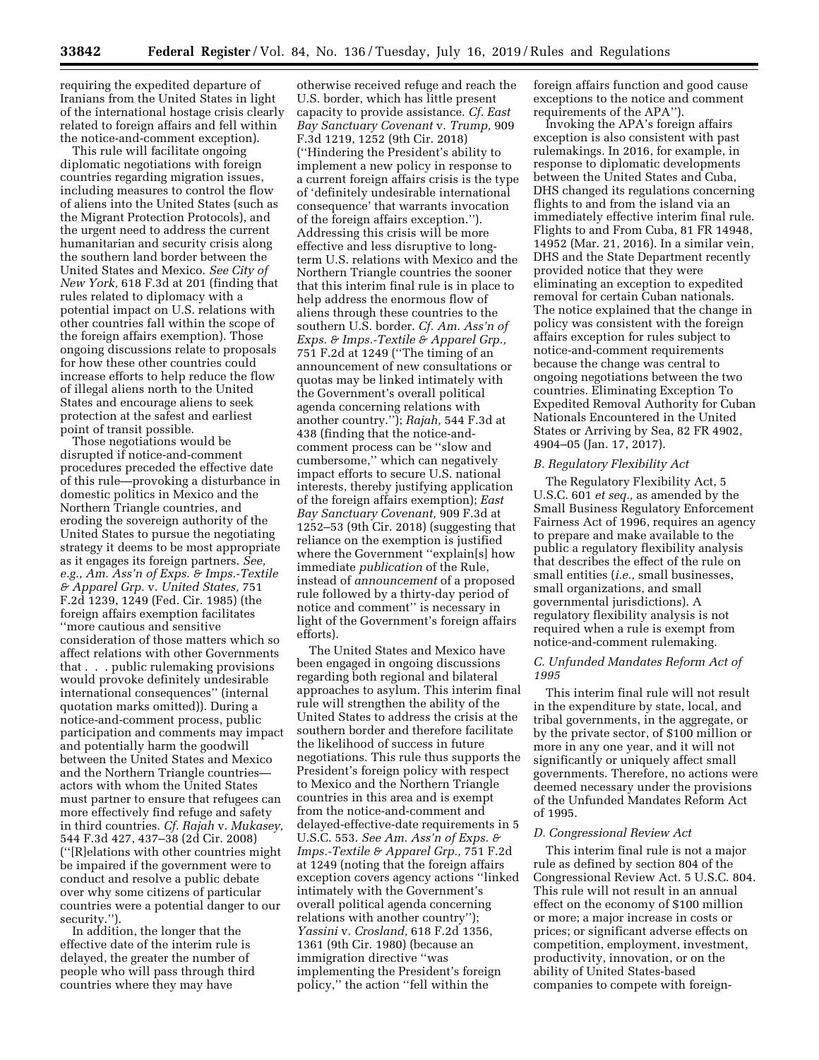requiring the expedited departure of Iranians from the United States in light of the international hostage crisis clearly related to foreign affairs and fell within the notice-and-comment exception).

This rule will facilitate ongoing diplomatic negotiations with foreign countries regarding migration issues, including measures to control the flow of aliens into the United States (such as the Migrant Protection Protocols), and the urgent need to address the current humanitarian and security crisis along the southern land border between the United States and Mexico. *See City of New York,* 618 F.3d at 201 (finding that rules related to diplomacy with a potential impact on U.S. relations with other countries fall within the scope of the foreign affairs exemption). Those ongoing discussions relate to proposals for how these other countries could increase efforts to help reduce the flow of illegal aliens north to the United States and encourage aliens to seek protection at the safest and earliest point of transit possible.

Those negotiations would be disrupted if notice-and-comment procedures preceded the effective date of this rule—provoking a disturbance in domestic politics in Mexico and the Northern Triangle countries, and eroding the sovereign authority of the United States to pursue the negotiating strategy it deems to be most appropriate as it engages its foreign partners. *See, e.g., Am. Ass'n of Exps. & Imps.-Textile & Apparel Grp.* v. *United States,* 751 F.2d 1239, 1249 (Fed. Cir. 1985) (the foreign affairs exemption facilitates "more cautious and sensitive consideration of those matters which so affect relations with other Governments that . . . public rulemaking provisions would provoke definitely undesirable international consequences" (internal quotation marks omitted)). During a notice-and-comment process, public participation and comments may impact and potentially harm the goodwill between the United States and Mexico and the Northern Triangle countries—actors with whom the United States must partner to ensure that refugees can more effectively find refuge and safety in third countries. *Cf. Rajah* v. *Mukasey,* 544 F.3d 427, 437–38 (2d Cir. 2008) ("[R]elations with other countries might be impaired if the government were to conduct and resolve a public debate over why some citizens of particular countries were a potential danger to our security.").

In addition, the longer that the effective date of the interim rule is delayed, the greater the number of people who will pass through third countries where they may have otherwise received refuge and reach the U.S. border, which has little present capacity to provide assistance. *Cf. East Bay Sanctuary Covenant* v. *Trump,* 909 F.3d 1219, 1252 (9th Cir. 2018) ("Hindering the President's ability to implement a new policy in response to a current foreign affairs crisis is the type of 'definitely undesirable international consequence' that warrants invocation of the foreign affairs exception."). Addressing this crisis will be more effective and less disruptive to long-term U.S. relations with Mexico and the Northern Triangle countries the sooner that this interim final rule is in place to help address the enormous flow of aliens through these countries to the southern U.S. border. *Cf. Am. Ass'n of Exps. & Imps.-Textile & Apparel Grp.,* 751 F.2d at 1249 ("The timing of an announcement of new consultations or quotas may be linked intimately with the Government's overall political agenda concerning relations with another country."); *Rajah,* 544 F.3d at 438 (finding that the notice-and-comment process can be "slow and cumbersome," which can negatively impact efforts to secure U.S. national interests, thereby justifying application of the foreign affairs exemption); *East Bay Sanctuary Covenant,* 909 F.3d at 1252–53 (9th Cir. 2018) (suggesting that reliance on the exemption is justified where the Government "explain[s] how immediate *publication* of the Rule, instead of *announcement* of a proposed rule followed by a thirty-day period of notice and comment" is necessary in light of the Government's foreign affairs efforts).

The United States and Mexico have been engaged in ongoing discussions regarding both regional and bilateral approaches to asylum. This interim final rule will strengthen the ability of the United States to address the crisis at the southern border and therefore facilitate the likelihood of success in future negotiations. This rule thus supports the President's foreign policy with respect to Mexico and the Northern Triangle countries in this area and is exempt from the notice-and-comment and delayed-effective-date requirements in 5 U.S.C. 553. *See Am. Ass'n of Exps. & Imps.-Textile & Apparel Grp.,* 751 F.2d at 1249 (noting that the foreign affairs exception covers agency actions "linked intimately with the Government's overall political agenda concerning relations with another country"); *Yassini* v. *Crosland,* 618 F.2d 1356, 1361 (9th Cir. 1980) (because an immigration directive "was implementing the President's foreign policy," the action "fell within the foreign affairs function and good cause exceptions to the notice and comment requirements of the APA").

Invoking the APA's foreign affairs exception is also consistent with past rulemakings. In 2016, for example, in response to diplomatic developments between the United States and Cuba, DHS changed its regulations concerning flights to and from the island via an immediately effective interim final rule. Flights to and From Cuba, 81 FR 14948, 14952 (Mar. 21, 2016). In a similar vein, DHS and the State Department recently provided notice that they were eliminating an exception to expedited removal for certain Cuban nationals. The notice explained that the change in policy was consistent with the foreign affairs exception for rules subject to notice-and-comment requirements because the change was central to ongoing negotiations between the two countries. Eliminating Exception To Expedited Removal Authority for Cuban Nationals Encountered in the United States or Arriving by Sea, 82 FR 4902, 4904–05 (Jan. 17, 2017).

### *B. Regulatory Flexibility Act*

The Regulatory Flexibility Act, 5 U.S.C. 601 *et seq.,* as amended by the Small Business Regulatory Enforcement Fairness Act of 1996, requires an agency to prepare and make available to the public a regulatory flexibility analysis that describes the effect of the rule on small entities (*i.e.,* small businesses, small organizations, and small governmental jurisdictions). A regulatory flexibility analysis is not required when a rule is exempt from notice-and-comment rulemaking.

### *C. Unfunded Mandates Reform Act of 1995*

This interim final rule will not result in the expenditure by state, local, and tribal governments, in the aggregate, or by the private sector, of $100 million or more in any one year, and it will not significantly or uniquely affect small governments. Therefore, no actions were deemed necessary under the provisions of the Unfunded Mandates Reform Act of 1995.

### *D. Congressional Review Act*

This interim final rule is not a major rule as defined by section 804 of the Congressional Review Act. 5 U.S.C. 804. This rule will not result in an annual effect on the economy of $100 million or more; a major increase in costs or prices; or significant adverse effects on competition, employment, investment, productivity, innovation, or on the ability of United States-based companies to compete with foreign-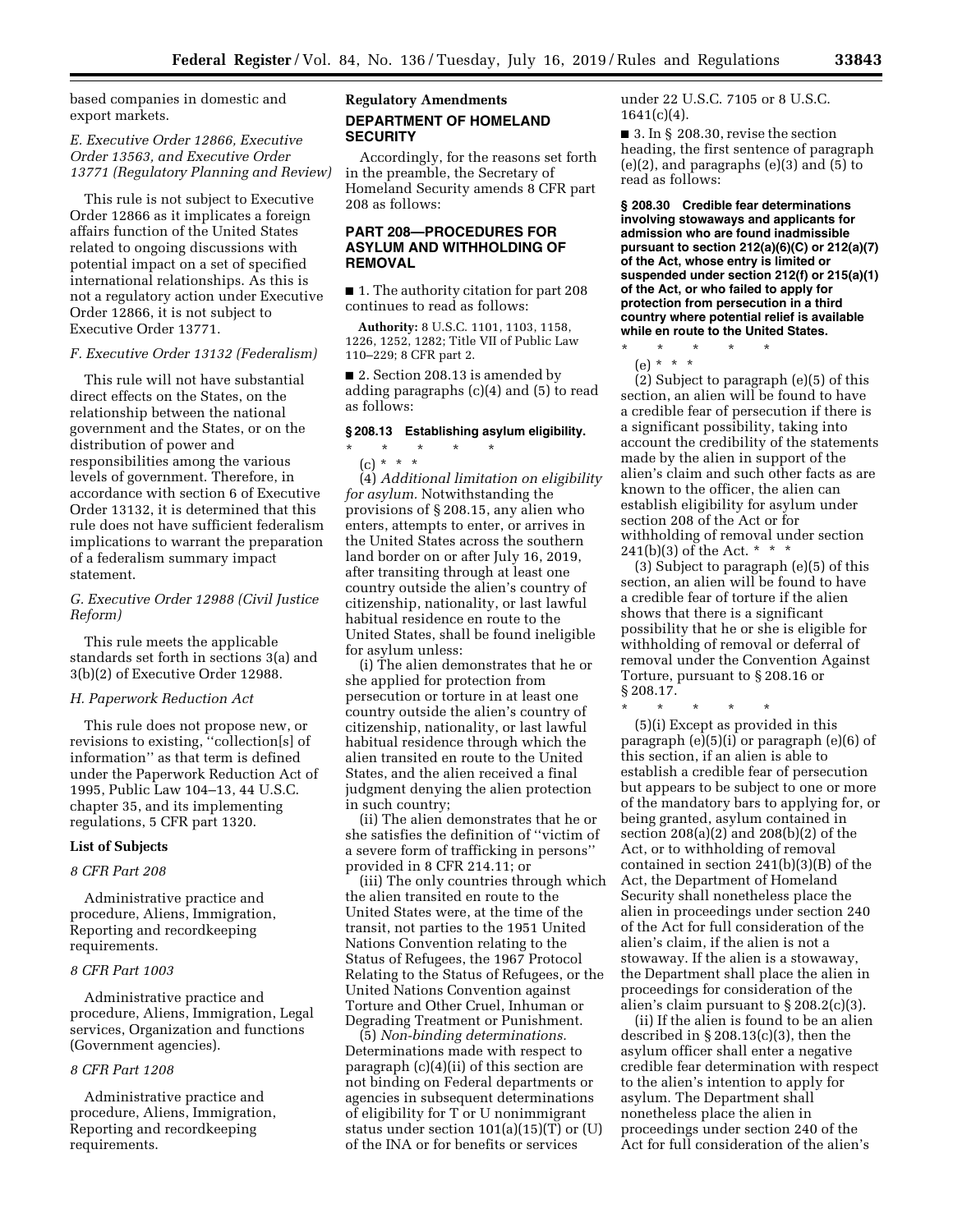based companies in domestic and export markets.

### E. Executive Order 12866, Executive Order 13563, and Executive Order 13771 (Regulatory Planning and Review)

This rule is not subject to Executive Order 12866 as it implicates a foreign affairs function of the United States related to ongoing discussions with potential impact on a set of specified international relationships. As this is not a regulatory action under Executive Order 12866, it is not subject to Executive Order 13771.

### F. Executive Order 13132 (Federalism)

This rule will not have substantial direct effects on the States, on the relationship between the national government and the States, or on the distribution of power and responsibilities among the various levels of government. Therefore, in accordance with section 6 of Executive Order 13132, it is determined that this rule does not have sufficient federalism implications to warrant the preparation of a federalism summary impact statement.

### G. Executive Order 12988 (Civil Justice Reform)

This rule meets the applicable standards set forth in sections 3(a) and 3(b)(2) of Executive Order 12988.

### H. Paperwork Reduction Act

This rule does not propose new, or revisions to existing, ''collection[s] of information'' as that term is defined under the Paperwork Reduction Act of 1995, Public Law 104–13, 44 U.S.C. chapter 35, and its implementing regulations, 5 CFR part 1320.

### List of Subjects

*8 CFR Part 208*

Administrative practice and procedure, Aliens, Immigration, Reporting and recordkeeping requirements.

*8 CFR Part 1003*

Administrative practice and procedure, Aliens, Immigration, Legal services, Organization and functions (Government agencies).

*8 CFR Part 1208*

Administrative practice and procedure, Aliens, Immigration, Reporting and recordkeeping requirements.

### Regulatory Amendments

## DEPARTMENT OF HOMELAND SECURITY

Accordingly, for the reasons set forth in the preamble, the Secretary of Homeland Security amends 8 CFR part 208 as follows:

## PART 208—PROCEDURES FOR ASYLUM AND WITHHOLDING OF REMOVAL

■ 1. The authority citation for part 208 continues to read as follows:

**Authority:** 8 U.S.C. 1101, 1103, 1158, 1226, 1252, 1282; Title VII of Public Law 110–229; 8 CFR part 2.

■ 2. Section 208.13 is amended by adding paragraphs (c)(4) and (5) to read as follows:

**§ 208.13 Establishing asylum eligibility.**

\* \* \* \* \*

(c) \* \* \*

(4) *Additional limitation on eligibility for asylum.* Notwithstanding the provisions of § 208.15, any alien who enters, attempts to enter, or arrives in the United States across the southern land border on or after July 16, 2019, after transiting through at least one country outside the alien's country of citizenship, nationality, or last lawful habitual residence en route to the United States, shall be found ineligible for asylum unless:

(i) The alien demonstrates that he or she applied for protection from persecution or torture in at least one country outside the alien's country of citizenship, nationality, or last lawful habitual residence through which the alien transited en route to the United States, and the alien received a final judgment denying the alien protection in such country;

(ii) The alien demonstrates that he or she satisfies the definition of ''victim of a severe form of trafficking in persons'' provided in 8 CFR 214.11; or

(iii) The only countries through which the alien transited en route to the United States were, at the time of the transit, not parties to the 1951 United Nations Convention relating to the Status of Refugees, the 1967 Protocol Relating to the Status of Refugees, or the United Nations Convention against Torture and Other Cruel, Inhuman or Degrading Treatment or Punishment.

(5) *Non-binding determinations.* Determinations made with respect to paragraph (c)(4)(ii) of this section are not binding on Federal departments or agencies in subsequent determinations of eligibility for T or U nonimmigrant status under section 101(a)(15)(T) or (U) of the INA or for benefits or services under 22 U.S.C. 7105 or 8 U.S.C. 1641(c)(4).

■ 3. In § 208.30, revise the section heading, the first sentence of paragraph (e)(2), and paragraphs (e)(3) and (5) to read as follows:

**§ 208.30 Credible fear determinations involving stowaways and applicants for admission who are found inadmissible pursuant to section 212(a)(6)(C) or 212(a)(7) of the Act, whose entry is limited or suspended under section 212(f) or 215(a)(1) of the Act, or who failed to apply for protection from persecution in a third country where potential relief is available while en route to the United States.**

\* \* \* \* \*

(e) \* \* \*

(2) Subject to paragraph (e)(5) of this section, an alien will be found to have a credible fear of persecution if there is a significant possibility, taking into account the credibility of the statements made by the alien in support of the alien's claim and such other facts as are known to the officer, the alien can establish eligibility for asylum under section 208 of the Act or for withholding of removal under section 241(b)(3) of the Act. \* \* \*

(3) Subject to paragraph (e)(5) of this section, an alien will be found to have a credible fear of torture if the alien shows that there is a significant possibility that he or she is eligible for withholding of removal or deferral of removal under the Convention Against Torture, pursuant to § 208.16 or § 208.17.

\* \* \* \* \*

(5)(i) Except as provided in this paragraph (e)(5)(i) or paragraph (e)(6) of this section, if an alien is able to establish a credible fear of persecution but appears to be subject to one or more of the mandatory bars to applying for, or being granted, asylum contained in section 208(a)(2) and 208(b)(2) of the Act, or to withholding of removal contained in section 241(b)(3)(B) of the Act, the Department of Homeland Security shall nonetheless place the alien in proceedings under section 240 of the Act for full consideration of the alien's claim, if the alien is not a stowaway. If the alien is a stowaway, the Department shall place the alien in proceedings for consideration of the alien's claim pursuant to § 208.2(c)(3).

(ii) If the alien is found to be an alien described in § 208.13(c)(3), then the asylum officer shall enter a negative credible fear determination with respect to the alien's intention to apply for asylum. The Department shall nonetheless place the alien in proceedings under section 240 of the Act for full consideration of the alien's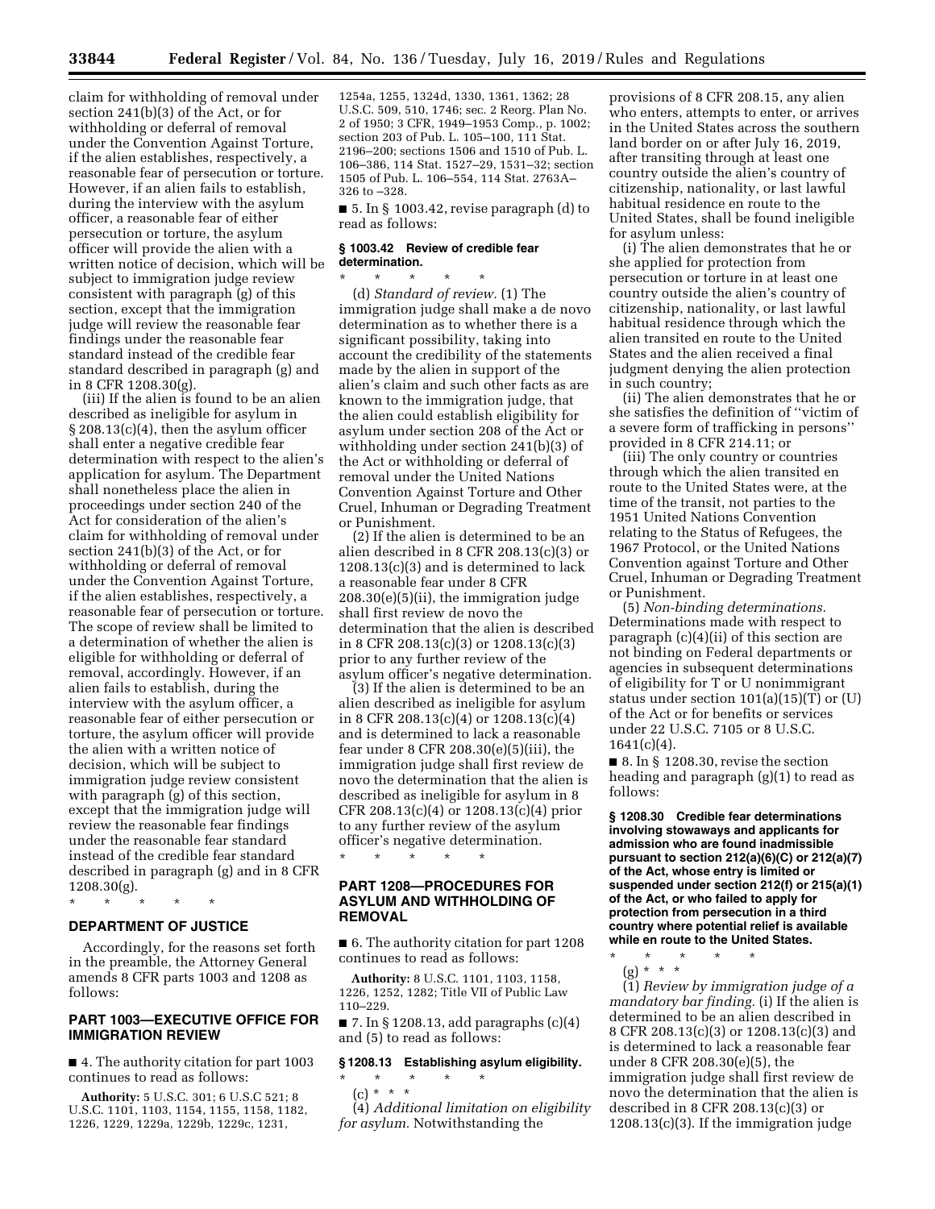claim for withholding of removal under section 241(b)(3) of the Act, or for withholding or deferral of removal under the Convention Against Torture, if the alien establishes, respectively, a reasonable fear of persecution or torture. However, if an alien fails to establish, during the interview with the asylum officer, a reasonable fear of either persecution or torture, the asylum officer will provide the alien with a written notice of decision, which will be subject to immigration judge review consistent with paragraph (g) of this section, except that the immigration judge will review the reasonable fear findings under the reasonable fear standard instead of the credible fear standard described in paragraph (g) and in 8 CFR 1208.30(g).

(iii) If the alien is found to be an alien described as ineligible for asylum in § 208.13(c)(4), then the asylum officer shall enter a negative credible fear determination with respect to the alien's application for asylum. The Department shall nonetheless place the alien in proceedings under section 240 of the Act for consideration of the alien's claim for withholding of removal under section 241(b)(3) of the Act, or for withholding or deferral of removal under the Convention Against Torture, if the alien establishes, respectively, a reasonable fear of persecution or torture. The scope of review shall be limited to a determination of whether the alien is eligible for withholding or deferral of removal, accordingly. However, if an alien fails to establish, during the interview with the asylum officer, a reasonable fear of either persecution or torture, the asylum officer will provide the alien with a written notice of decision, which will be subject to immigration judge review consistent with paragraph (g) of this section, except that the immigration judge will review the reasonable fear findings under the reasonable fear standard instead of the credible fear standard described in paragraph (g) and in 8 CFR 1208.30(g).

\* \* \* \* \*

## DEPARTMENT OF JUSTICE

Accordingly, for the reasons set forth in the preamble, the Attorney General amends 8 CFR parts 1003 and 1208 as follows:

### PART 1003—EXECUTIVE OFFICE FOR IMMIGRATION REVIEW

■ 4. The authority citation for part 1003 continues to read as follows:

**Authority:** 5 U.S.C. 301; 6 U.S.C 521; 8 U.S.C. 1101, 1103, 1154, 1155, 1158, 1182, 1226, 1229, 1229a, 1229b, 1229c, 1231, 1254a, 1255, 1324d, 1330, 1361, 1362; 28 U.S.C. 509, 510, 1746; sec. 2 Reorg. Plan No. 2 of 1950; 3 CFR, 1949–1953 Comp., p. 1002; section 203 of Pub. L. 105–100, 111 Stat. 2196–200; sections 1506 and 1510 of Pub. L. 106–386, 114 Stat. 1527–29, 1531–32; section 1505 of Pub. L. 106–554, 114 Stat. 2763A–326 to –328.

■ 5. In § 1003.42, revise paragraph (d) to read as follows:

**§ 1003.42 Review of credible fear determination.**

\* \* \* \* \*

(d) *Standard of review.* (1) The immigration judge shall make a de novo determination as to whether there is a significant possibility, taking into account the credibility of the statements made by the alien in support of the alien's claim and such other facts as are known to the immigration judge, that the alien could establish eligibility for asylum under section 208 of the Act or withholding under section 241(b)(3) of the Act or withholding or deferral of removal under the United Nations Convention Against Torture and Other Cruel, Inhuman or Degrading Treatment or Punishment.

(2) If the alien is determined to be an alien described in 8 CFR 208.13(c)(3) or 1208.13(c)(3) and is determined to lack a reasonable fear under 8 CFR 208.30(e)(5)(ii), the immigration judge shall first review de novo the determination that the alien is described in 8 CFR 208.13(c)(3) or 1208.13(c)(3) prior to any further review of the asylum officer's negative determination.

(3) If the alien is determined to be an alien described as ineligible for asylum in 8 CFR 208.13(c)(4) or 1208.13(c)(4) and is determined to lack a reasonable fear under 8 CFR 208.30(e)(5)(iii), the immigration judge shall first review de novo the determination that the alien is described as ineligible for asylum in 8 CFR 208.13(c)(4) or 1208.13(c)(4) prior to any further review of the asylum officer's negative determination.

\* \* \* \* \*

### PART 1208—PROCEDURES FOR ASYLUM AND WITHHOLDING OF REMOVAL

■ 6. The authority citation for part 1208 continues to read as follows:

**Authority:** 8 U.S.C. 1101, 1103, 1158, 1226, 1252, 1282; Title VII of Public Law 110–229.

■ 7. In § 1208.13, add paragraphs (c)(4) and (5) to read as follows:

**§ 1208.13 Establishing asylum eligibility.**

\* \* \* \* \*

(c) \* \* \*

(4) *Additional limitation on eligibility for asylum.* Notwithstanding the provisions of 8 CFR 208.15, any alien who enters, attempts to enter, or arrives in the United States across the southern land border on or after July 16, 2019, after transiting through at least one country outside the alien's country of citizenship, nationality, or last lawful habitual residence en route to the United States, shall be found ineligible for asylum unless:

(i) The alien demonstrates that he or she applied for protection from persecution or torture in at least one country outside the alien's country of citizenship, nationality, or last lawful habitual residence through which the alien transited en route to the United States and the alien received a final judgment denying the alien protection in such country;

(ii) The alien demonstrates that he or she satisfies the definition of "victim of a severe form of trafficking in persons" provided in 8 CFR 214.11; or

(iii) The only country or countries through which the alien transited en route to the United States were, at the time of the transit, not parties to the 1951 United Nations Convention relating to the Status of Refugees, the 1967 Protocol, or the United Nations Convention against Torture and Other Cruel, Inhuman or Degrading Treatment or Punishment.

(5) *Non-binding determinations.* Determinations made with respect to paragraph (c)(4)(ii) of this section are not binding on Federal departments or agencies in subsequent determinations of eligibility for T or U nonimmigrant status under section 101(a)(15)(T) or (U) of the Act or for benefits or services under 22 U.S.C. 7105 or 8 U.S.C. 1641(c)(4).

■ 8. In § 1208.30, revise the section heading and paragraph (g)(1) to read as follows:

**§ 1208.30 Credible fear determinations involving stowaways and applicants for admission who are found inadmissible pursuant to section 212(a)(6)(C) or 212(a)(7) of the Act, whose entry is limited or suspended under section 212(f) or 215(a)(1) of the Act, or who failed to apply for protection from persecution in a third country where potential relief is available while en route to the United States.**

\* \* \* \* \*

(g) \* \* \*

(1) *Review by immigration judge of a mandatory bar finding.* (i) If the alien is determined to be an alien described in 8 CFR 208.13(c)(3) or 1208.13(c)(3) and is determined to lack a reasonable fear under 8 CFR 208.30(e)(5), the immigration judge shall first review de novo the determination that the alien is described in 8 CFR 208.13(c)(3) or 1208.13(c)(3). If the immigration judge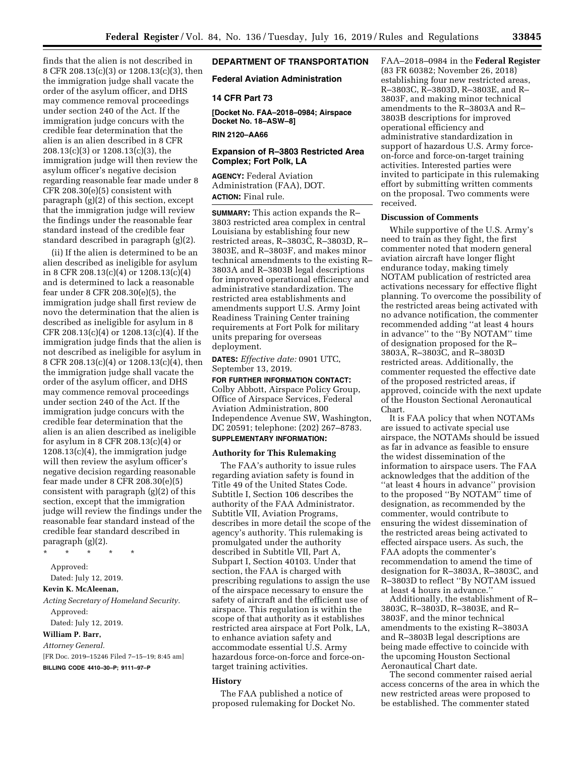finds that the alien is not described in 8 CFR 208.13(c)(3) or 1208.13(c)(3), then the immigration judge shall vacate the order of the asylum officer, and DHS may commence removal proceedings under section 240 of the Act. If the immigration judge concurs with the credible fear determination that the alien is an alien described in 8 CFR 208.13(c)(3) or 1208.13(c)(3), the immigration judge will then review the asylum officer's negative decision regarding reasonable fear made under 8 CFR 208.30(e)(5) consistent with paragraph (g)(2) of this section, except that the immigration judge will review the findings under the reasonable fear standard instead of the credible fear standard described in paragraph (g)(2).

(ii) If the alien is determined to be an alien described as ineligible for asylum in 8 CFR 208.13(c)(4) or 1208.13(c)(4) and is determined to lack a reasonable fear under 8 CFR 208.30(e)(5), the immigration judge shall first review de novo the determination that the alien is described as ineligible for asylum in 8 CFR 208.13(c)(4) or 1208.13(c)(4). If the immigration judge finds that the alien is not described as ineligible for asylum in 8 CFR 208.13(c)(4) or 1208.13(c)(4), then the immigration judge shall vacate the order of the asylum officer, and DHS may commence removal proceedings under section 240 of the Act. If the immigration judge concurs with the credible fear determination that the alien is an alien described as ineligible for asylum in 8 CFR 208.13(c)(4) or 1208.13(c)(4), the immigration judge will then review the asylum officer's negative decision regarding reasonable fear made under 8 CFR 208.30(e)(5) consistent with paragraph (g)(2) of this section, except that the immigration judge will review the findings under the reasonable fear standard instead of the credible fear standard described in paragraph (g)(2).

\* \* \* \* \*

Approved:

Dated: July 12, 2019.

**Kevin K. McAleenan,**

*Acting Secretary of Homeland Security.*

Approved:

Dated: July 12, 2019.

**William P. Barr,**

*Attorney General.*

[FR Doc. 2019–15246 Filed 7–15–19; 8:45 am]

**BILLING CODE 4410–30–P; 9111–97–P**

## DEPARTMENT OF TRANSPORTATION

### Federal Aviation Administration

### 14 CFR Part 73

**[Docket No. FAA–2018–0984; Airspace Docket No. 18–ASW–8]**

**RIN 2120–AA66**

### Expansion of R–3803 Restricted Area Complex; Fort Polk, LA

**AGENCY:** Federal Aviation Administration (FAA), DOT.

**ACTION:** Final rule.

**SUMMARY:** This action expands the R–3803 restricted area complex in central Louisiana by establishing four new restricted areas, R–3803C, R–3803D, R–3803E, and R–3803F, and makes minor technical amendments to the existing R–3803A and R–3803B legal descriptions for improved operational efficiency and administrative standardization. The restricted area establishments and amendments support U.S. Army Joint Readiness Training Center training requirements at Fort Polk for military units preparing for overseas deployment.

**DATES:** *Effective date:* 0901 UTC, September 13, 2019.

**FOR FURTHER INFORMATION CONTACT:** Colby Abbott, Airspace Policy Group, Office of Airspace Services, Federal Aviation Administration, 800 Independence Avenue SW, Washington, DC 20591; telephone: (202) 267–8783.

**SUPPLEMENTARY INFORMATION:**

#### Authority for This Rulemaking

The FAA's authority to issue rules regarding aviation safety is found in Title 49 of the United States Code. Subtitle I, Section 106 describes the authority of the FAA Administrator. Subtitle VII, Aviation Programs, describes in more detail the scope of the agency's authority. This rulemaking is promulgated under the authority described in Subtitle VII, Part A, Subpart I, Section 40103. Under that section, the FAA is charged with prescribing regulations to assign the use of the airspace necessary to ensure the safety of aircraft and the efficient use of airspace. This regulation is within the scope of that authority as it establishes restricted area airspace at Fort Polk, LA, to enhance aviation safety and accommodate essential U.S. Army hazardous force-on-force and force-on-target training activities.

#### History

The FAA published a notice of proposed rulemaking for Docket No. FAA–2018–0984 in the **Federal Register** (83 FR 60382; November 26, 2018) establishing four new restricted areas, R–3803C, R–3803D, R–3803E, and R–3803F, and making minor technical amendments to the R–3803A and R–3803B descriptions for improved operational efficiency and administrative standardization in support of hazardous U.S. Army force-on-force and force-on-target training activities. Interested parties were invited to participate in this rulemaking effort by submitting written comments on the proposal. Two comments were received.

#### Discussion of Comments

While supportive of the U.S. Army's need to train as they fight, the first commenter noted that modern general aviation aircraft have longer flight endurance today, making timely NOTAM publication of restricted area activations necessary for effective flight planning. To overcome the possibility of the restricted areas being activated with no advance notification, the commenter recommended adding ''at least 4 hours in advance'' to the ''By NOTAM'' time of designation proposed for the R–3803A, R–3803C, and R–3803D restricted areas. Additionally, the commenter requested the effective date of the proposed restricted areas, if approved, coincide with the next update of the Houston Sectional Aeronautical Chart.

It is FAA policy that when NOTAMs are issued to activate special use airspace, the NOTAMs should be issued as far in advance as feasible to ensure the widest dissemination of the information to airspace users. The FAA acknowledges that the addition of the ''at least 4 hours in advance'' provision to the proposed ''By NOTAM'' time of designation, as recommended by the commenter, would contribute to ensuring the widest dissemination of the restricted areas being activated to effected airspace users. As such, the FAA adopts the commenter's recommendation to amend the time of designation for R–3803A, R–3803C, and R–3803D to reflect ''By NOTAM issued at least 4 hours in advance.''

Additionally, the establishment of R–3803C, R–3803D, R–3803E, and R–3803F, and the minor technical amendments to the existing R–3803A and R–3803B legal descriptions are being made effective to coincide with the upcoming Houston Sectional Aeronautical Chart date.

The second commenter raised aerial access concerns of the area in which the new restricted areas were proposed to be established. The commenter stated